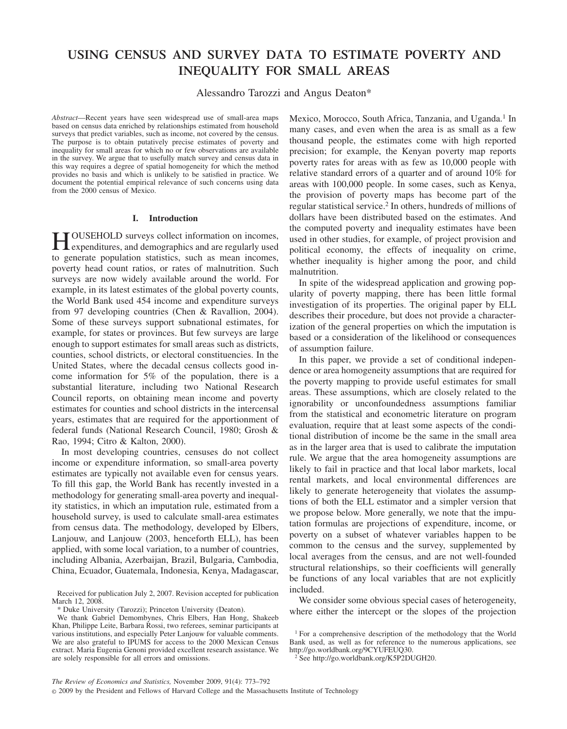# USING CENSUS AND SURVEY DATA TO ESTIMATE POVERTY AND INEQUALITY FOR SMALL AREAS

Alessandro Tarozzi and Angus Deaton*

*Abstract*—Recent years have seen widespread use of small-area maps based on census data enriched by relationships estimated from household surveys that predict variables, such as income, not covered by the census. The purpose is to obtain putatively precise estimates of poverty and inequality for small areas for which no or few observations are available in the survey. We argue that to usefully match survey and census data in this way requires a degree of spatial homogeneity for which the method provides no basis and which is unlikely to be satisfied in practice. We document the potential empirical relevance of such concerns using data from the 2000 census of Mexico.

## I. Introduction

HOUSEHOLD surveys collect information on incomes, expenditures, and demographics and are regularly used to generate population statistics, such as mean incomes, poverty head count ratios, or rates of malnutrition. Such surveys are now widely available around the world. For example, in its latest estimates of the global poverty counts, the World Bank used 454 income and expenditure surveys from 97 developing countries (Chen & Ravallion, 2004). Some of these surveys support subnational estimates, for example, for states or provinces. But few surveys are large enough to support estimates for small areas such as districts, counties, school districts, or electoral constituencies. In the United States, where the decadal census collects good income information for 5% of the population, there is a substantial literature, including two National Research Council reports, on obtaining mean income and poverty estimates for counties and school districts in the intercensal years, estimates that are required for the apportionment of federal funds (National Research Council, 1980; Grosh & Rao, 1994; Citro & Kalton, 2000).

In most developing countries, censuses do not collect income or expenditure information, so small-area poverty estimates are typically not available even for census years. To fill this gap, the World Bank has recently invested in a methodology for generating small-area poverty and inequality statistics, in which an imputation rule, estimated from a household survey, is used to calculate small-area estimates from census data. The methodology, developed by Elbers, Lanjouw, and Lanjouw (2003, henceforth ELL), has been applied, with some local variation, to a number of countries, including Albania, Azerbaijan, Brazil, Bulgaria, Cambodia, China, Ecuador, Guatemala, Indonesia, Kenya, Madagascar, Mexico, Morocco, South Africa, Tanzania, and Uganda.[1] In many cases, and even when the area is as small as a few thousand people, the estimates come with high reported precision; for example, the Kenyan poverty map reports poverty rates for areas with as few as 10,000 people with relative standard errors of a quarter and of around 10% for areas with 100,000 people. In some cases, such as Kenya, the provision of poverty maps has become part of the regular statistical service.[2] In others, hundreds of millions of dollars have been distributed based on the estimates. And the computed poverty and inequality estimates have been used in other studies, for example, of project provision and political economy, the effects of inequality on crime, whether inequality is higher among the poor, and child malnutrition.

In spite of the widespread application and growing popularity of poverty mapping, there has been little formal investigation of its properties. The original paper by ELL describes their procedure, but does not provide a characterization of the general properties on which the imputation is based or a consideration of the likelihood or consequences of assumption failure.

In this paper, we provide a set of conditional independence or area homogeneity assumptions that are required for the poverty mapping to provide useful estimates for small areas. These assumptions, which are closely related to the ignorability or unconfoundedness assumptions familiar from the statistical and econometric literature on program evaluation, require that at least some aspects of the conditional distribution of income be the same in the small area as in the larger area that is used to calibrate the imputation rule. We argue that the area homogeneity assumptions are likely to fail in practice and that local labor markets, local rental markets, and local environmental differences are likely to generate heterogeneity that violates the assumptions of both the ELL estimator and a simpler version that we propose below. More generally, we note that the imputation formulas are projections of expenditure, income, or poverty on a subset of whatever variables happen to be common to the census and the survey, supplemented by local averages from the census, and are not well-founded structural relationships, so their coefficients will generally be functions of any local variables that are not explicitly included.

We consider some obvious special cases of heterogeneity, where either the intercept or the slopes of the projection

Received for publication July 2, 2007. Revision accepted for publication March 12, 2008.

* Duke University (Tarozzi); Princeton University (Deaton).

We thank Gabriel Demombynes, Chris Elbers, Han Hong, Shakeeb Khan, Philippe Leite, Barbara Rossi, two referees, seminar participants at various institutions, and especially Peter Lanjouw for valuable comments. We are also grateful to IPUMS for access to the 2000 Mexican Census extract. Maria Eugenia Genoni provided excellent research assistance. We are solely responsible for all errors and omissions.

[1] For a comprehensive description of the methodology that the World Bank used, as well as for reference to the numerous applications, see http://go.worldbank.org/9CYUFEUQ30.

[2] See http://go.worldbank.org/K5P2DUGH20.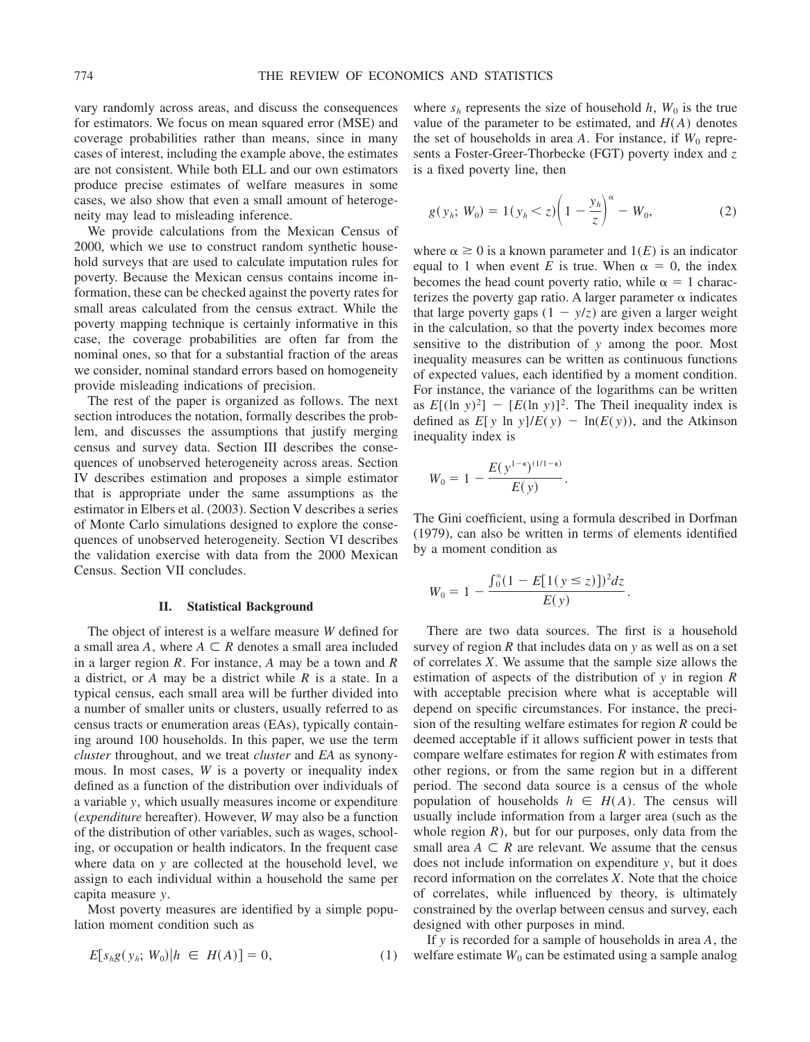vary randomly across areas, and discuss the consequences for estimators. We focus on mean squared error (MSE) and coverage probabilities rather than means, since in many cases of interest, including the example above, the estimates are not consistent. While both ELL and our own estimators produce precise estimates of welfare measures in some cases, we also show that even a small amount of heterogeneity may lead to misleading inference.

We provide calculations from the Mexican Census of 2000, which we use to construct random synthetic household surveys that are used to calculate imputation rules for poverty. Because the Mexican census contains income information, these can be checked against the poverty rates for small areas calculated from the census extract. While the poverty mapping technique is certainly informative in this case, the coverage probabilities are often far from the nominal ones, so that for a substantial fraction of the areas we consider, nominal standard errors based on homogeneity provide misleading indications of precision.

The rest of the paper is organized as follows. The next section introduces the notation, formally describes the problem, and discusses the assumptions that justify merging census and survey data. Section III describes the consequences of unobserved heterogeneity across areas. Section IV describes estimation and proposes a simple estimator that is appropriate under the same assumptions as the estimator in Elbers et al. (2003). Section V describes a series of Monte Carlo simulations designed to explore the consequences of unobserved heterogeneity. Section VI describes the validation exercise with data from the 2000 Mexican Census. Section VII concludes.

## II. Statistical Background

The object of interest is a welfare measure $W$ defined for a small area $A$, where $A \subset R$ denotes a small area included in a larger region $R$. For instance, $A$ may be a town and $R$ a district, or $A$ may be a district while $R$ is a state. In a typical census, each small area will be further divided into a number of smaller units or clusters, usually referred to as census tracts or enumeration areas (EAs), typically containing around 100 households. In this paper, we use the term *cluster* throughout, and we treat *cluster* and *EA* as synonymous. In most cases, $W$ is a poverty or inequality index defined as a function of the distribution over individuals of a variable $y$, which usually measures income or expenditure (*expenditure* hereafter). However, $W$ may also be a function of the distribution of other variables, such as wages, schooling, or occupation or health indicators. In the frequent case where data on $y$ are collected at the household level, we assign to each individual within a household the same per capita measure $y$.

Most poverty measures are identified by a simple population moment condition such as

$$E[s_h g(y_h;\, W_0) | h \in H(A)] = 0, \tag{1}$$

where $s_h$ represents the size of household $h$, $W_0$ is the true value of the parameter to be estimated, and $H(A)$ denotes the set of households in area $A$. For instance, if $W_0$ represents a Foster-Greer-Thorbecke (FGT) poverty index and $z$ is a fixed poverty line, then

$$g(y_h;\, W_0) = 1(y_h < z)\left(1 - \frac{y_h}{z}\right)^{\alpha} - W_0, \tag{2}$$

where $\alpha \geq 0$ is a known parameter and $1(E)$ is an indicator equal to 1 when event $E$ is true. When $\alpha = 0$, the index becomes the head count poverty ratio, while $\alpha = 1$ characterizes the poverty gap ratio. A larger parameter $\alpha$ indicates that large poverty gaps $(1 - y/z)$ are given a larger weight in the calculation, so that the poverty index becomes more sensitive to the distribution of $y$ among the poor. Most inequality measures can be written as continuous functions of expected values, each identified by a moment condition. For instance, the variance of the logarithms can be written as $E[(\ln y)^2] - [E(\ln y)]^2$. The Theil inequality index is defined as $E[y \ln y]/E(y) - \ln(E(y))$, and the Atkinson inequality index is

$$W_0 = 1 - \frac{E(y^{1-\epsilon})^{(1/1-\epsilon)}}{E(y)}.$$

The Gini coefficient, using a formula described in Dorfman (1979), can also be written in terms of elements identified by a moment condition as

$$W_0 = 1 - \frac{\int_0^{\infty}(1 - E[1(y \leq z)])^2 dz}{E(y)}.$$

There are two data sources. The first is a household survey of region $R$ that includes data on $y$ as well as on a set of correlates $X$. We assume that the sample size allows the estimation of aspects of the distribution of $y$ in region $R$ with acceptable precision where what is acceptable will depend on specific circumstances. For instance, the precision of the resulting welfare estimates for region $R$ could be deemed acceptable if it allows sufficient power in tests that compare welfare estimates for region $R$ with estimates from other regions, or from the same region but in a different period. The second data source is a census of the whole population of households $h \in H(A)$. The census will usually include information from a larger area (such as the whole region $R$), but for our purposes, only data from the small area $A \subset R$ are relevant. We assume that the census does not include information on expenditure $y$, but it does record information on the correlates $X$. Note that the choice of correlates, while influenced by theory, is ultimately constrained by the overlap between census and survey, each designed with other purposes in mind.

If $y$ is recorded for a sample of households in area $A$, the welfare estimate $W_0$ can be estimated using a sample analog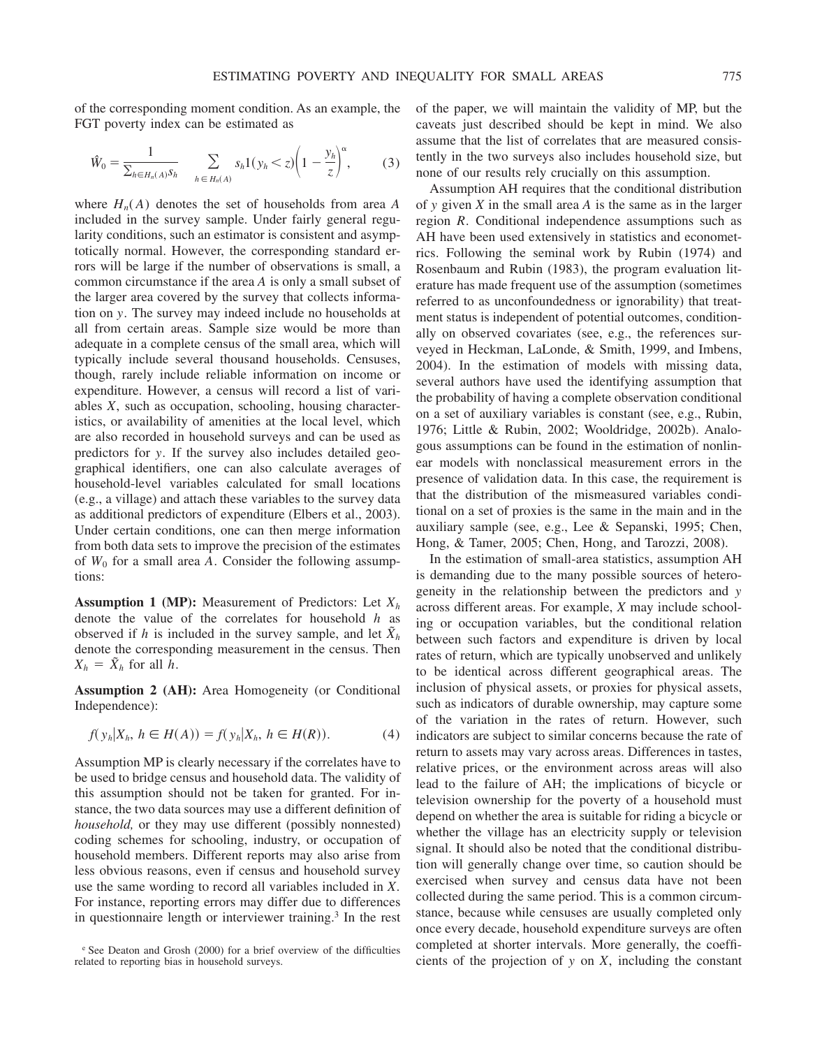of the corresponding moment condition. As an example, the FGT poverty index can be estimated as

$$\hat{W}_0 = \frac{1}{\sum_{h \in H_n(A)} s_h} \sum_{h \in H_n(A)} s_h 1(y_h < z)\left(1 - \frac{y_h}{z}\right)^{\alpha}, \tag{3}$$

where $H_n(A)$ denotes the set of households from area $A$ included in the survey sample. Under fairly general regularity conditions, such an estimator is consistent and asymptotically normal. However, the corresponding standard errors will be large if the number of observations is small, a common circumstance if the area $A$ is only a small subset of the larger area covered by the survey that collects information on $y$. The survey may indeed include no households at all from certain areas. Sample size would be more than adequate in a complete census of the small area, which will typically include several thousand households. Censuses, though, rarely include reliable information on income or expenditure. However, a census will record a list of variables $X$, such as occupation, schooling, housing characteristics, or availability of amenities at the local level, which are also recorded in household surveys and can be used as predictors for $y$. If the survey also includes detailed geographical identifiers, one can also calculate averages of household-level variables calculated for small locations (e.g., a village) and attach these variables to the survey data as additional predictors of expenditure (Elbers et al., 2003). Under certain conditions, one can then merge information from both data sets to improve the precision of the estimates of $W_0$ for a small area $A$. Consider the following assumptions:

**Assumption 1 (MP):** Measurement of Predictors: Let $X_h$ denote the value of the correlates for household $h$ as observed if $h$ is included in the survey sample, and let $\tilde{X}_h$ denote the corresponding measurement in the census. Then $X_h = \tilde{X}_h$ for all $h$.

**Assumption 2 (AH):** Area Homogeneity (or Conditional Independence):

$$f(y_h | X_h, h \in H(A)) = f(y_h | X_h, h \in H(R)). \tag{4}$$

Assumption MP is clearly necessary if the correlates have to be used to bridge census and household data. The validity of this assumption should not be taken for granted. For instance, the two data sources may use a different definition of *household,* or they may use different (possibly nonnested) coding schemes for schooling, industry, or occupation of household members. Different reports may also arise from less obvious reasons, even if census and household survey use the same wording to record all variables included in $X$. For instance, reporting errors may differ due to differences in questionnaire length or interviewer training.[3] In the rest of the paper, we will maintain the validity of MP, but the caveats just described should be kept in mind. We also assume that the list of correlates that are measured consistently in the two surveys also includes household size, but none of our results rely crucially on this assumption.

Assumption AH requires that the conditional distribution of $y$ given $X$ in the small area $A$ is the same as in the larger region $R$. Conditional independence assumptions such as AH have been used extensively in statistics and econometrics. Following the seminal work by Rubin (1974) and Rosenbaum and Rubin (1983), the program evaluation literature has made frequent use of the assumption (sometimes referred to as unconfoundedness or ignorability) that treatment status is independent of potential outcomes, conditionally on observed covariates (see, e.g., the references surveyed in Heckman, LaLonde, & Smith, 1999, and Imbens, 2004). In the estimation of models with missing data, several authors have used the identifying assumption that the probability of having a complete observation conditional on a set of auxiliary variables is constant (see, e.g., Rubin, 1976; Little & Rubin, 2002; Wooldridge, 2002b). Analogous assumptions can be found in the estimation of nonlinear models with nonclassical measurement errors in the presence of validation data. In this case, the requirement is that the distribution of the mismeasured variables conditional on a set of proxies is the same in the main and in the auxiliary sample (see, e.g., Lee & Sepanski, 1995; Chen, Hong, & Tamer, 2005; Chen, Hong, and Tarozzi, 2008).

In the estimation of small-area statistics, assumption AH is demanding due to the many possible sources of heterogeneity in the relationship between the predictors and $y$ across different areas. For example, $X$ may include schooling or occupation variables, but the conditional relation between such factors and expenditure is driven by local rates of return, which are typically unobserved and unlikely to be identical across different geographical areas. The inclusion of physical assets, or proxies for physical assets, such as indicators of durable ownership, may capture some of the variation in the rates of return. However, such indicators are subject to similar concerns because the rate of return to assets may vary across areas. Differences in tastes, relative prices, or the environment across areas will also lead to the failure of AH; the implications of bicycle or television ownership for the poverty of a household must depend on whether the area is suitable for riding a bicycle or whether the village has an electricity supply or television signal. It should also be noted that the conditional distribution will generally change over time, so caution should be exercised when survey and census data have not been collected during the same period. This is a common circumstance, because while censuses are usually completed only once every decade, household expenditure surveys are often completed at shorter intervals. More generally, the coefficients of the projection of $y$ on $X$, including the constant

[3] See Deaton and Grosh (2000) for a brief overview of the difficulties related to reporting bias in household surveys.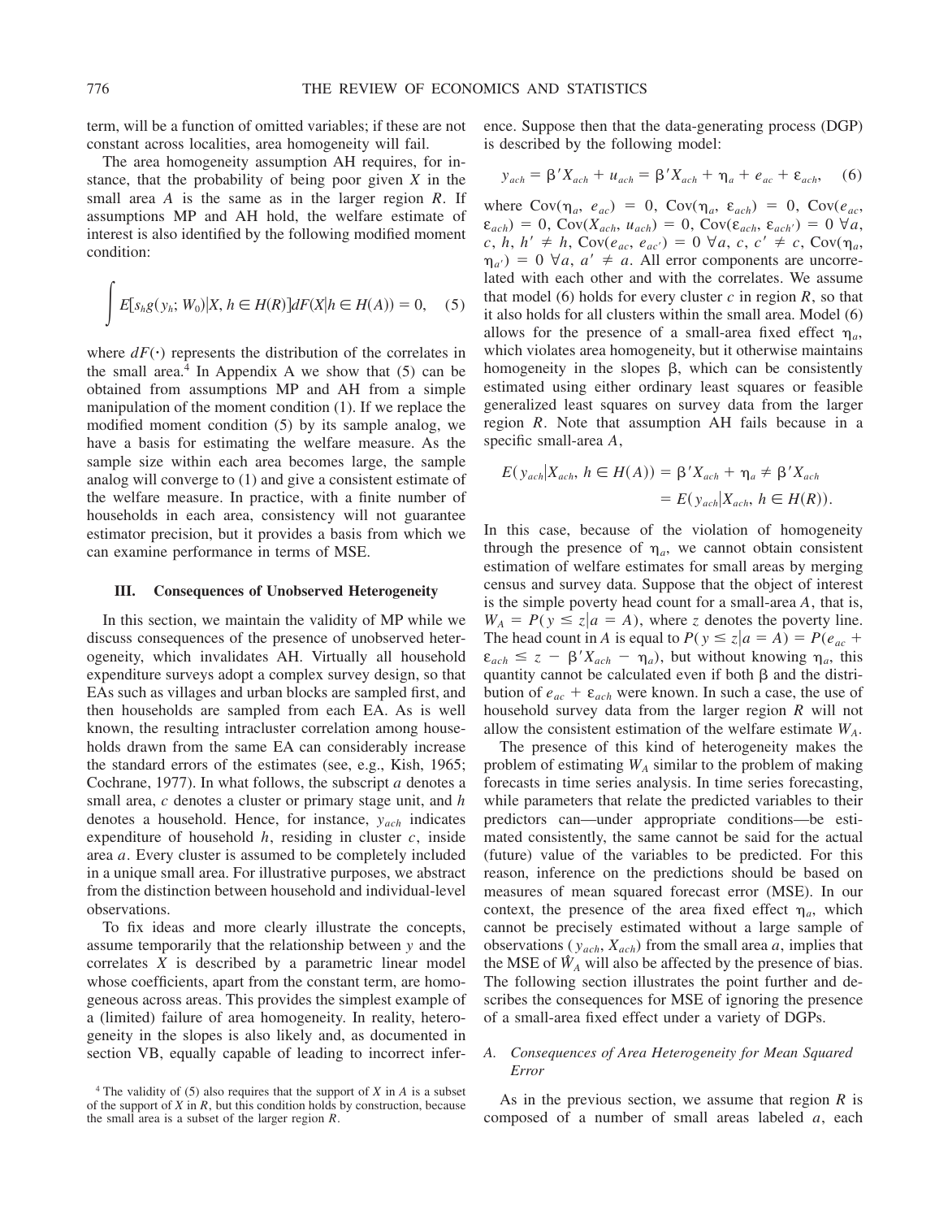term, will be a function of omitted variables; if these are not constant across localities, area homogeneity will fail.

The area homogeneity assumption AH requires, for instance, that the probability of being poor given $X$ in the small area $A$ is the same as in the larger region $R$. If assumptions MP and AH hold, the welfare estimate of interest is also identified by the following modified moment condition:

$$\int E[s_h g(y_h; W_0)|X, h \in H(R)]dF(X|h \in H(A)) = 0, \quad (5)$$

where $dF(\cdot)$ represents the distribution of the correlates in the small area.[4] In Appendix A we show that (5) can be obtained from assumptions MP and AH from a simple manipulation of the moment condition (1). If we replace the modified moment condition (5) by its sample analog, we have a basis for estimating the welfare measure. As the sample size within each area becomes large, the sample analog will converge to (1) and give a consistent estimate of the welfare measure. In practice, with a finite number of households in each area, consistency will not guarantee estimator precision, but it provides a basis from which we can examine performance in terms of MSE.

## III. Consequences of Unobserved Heterogeneity

In this section, we maintain the validity of MP while we discuss consequences of the presence of unobserved heterogeneity, which invalidates AH. Virtually all household expenditure surveys adopt a complex survey design, so that EAs such as villages and urban blocks are sampled first, and then households are sampled from each EA. As is well known, the resulting intracluster correlation among households drawn from the same EA can considerably increase the standard errors of the estimates (see, e.g., Kish, 1965; Cochrane, 1977). In what follows, the subscript $a$ denotes a small area, $c$ denotes a cluster or primary stage unit, and $h$ denotes a household. Hence, for instance, $y_{ach}$ indicates expenditure of household $h$, residing in cluster $c$, inside area $a$. Every cluster is assumed to be completely included in a unique small area. For illustrative purposes, we abstract from the distinction between household and individual-level observations.

To fix ideas and more clearly illustrate the concepts, assume temporarily that the relationship between $y$ and the correlates $X$ is described by a parametric linear model whose coefficients, apart from the constant term, are homogeneous across areas. This provides the simplest example of a (limited) failure of area homogeneity. In reality, heterogeneity in the slopes is also likely and, as documented in section VB, equally capable of leading to incorrect inference. Suppose then that the data-generating process (DGP) is described by the following model:

$$y_{ach} = \beta' X_{ach} + u_{ach} = \beta' X_{ach} + \eta_a + e_{ac} + \varepsilon_{ach}, \quad (6)$$

where $\text{Cov}(\eta_a, e_{ac}) = 0$, $\text{Cov}(\eta_a, \varepsilon_{ach}) = 0$, $\text{Cov}(e_{ac}, \varepsilon_{ach}) = 0$, $\text{Cov}(X_{ach}, u_{ach}) = 0$, $\text{Cov}(\varepsilon_{ach}, \varepsilon_{ach'}) = 0\ \forall a, c, h, h' \neq h$, $\text{Cov}(e_{ac}, e_{ac'}) = 0\ \forall a, c, c' \neq c$, $\text{Cov}(\eta_a, \eta_{a'}) = 0\ \forall a, a' \neq a$. All error components are uncorrelated with each other and with the correlates. We assume that model (6) holds for every cluster $c$ in region $R$, so that it also holds for all clusters within the small area. Model (6) allows for the presence of a small-area fixed effect $\eta_a$, which violates area homogeneity, but it otherwise maintains homogeneity in the slopes $\beta$, which can be consistently estimated using either ordinary least squares or feasible generalized least squares on survey data from the larger region $R$. Note that assumption AH fails because in a specific small-area $A$,

$$\begin{aligned} E(y_{ach}|X_{ach}, h \in H(A)) &= \beta' X_{ach} + \eta_a \neq \beta' X_{ach} \\ &= E(y_{ach}|X_{ach}, h \in H(R)). \end{aligned}$$

In this case, because of the violation of homogeneity through the presence of $\eta_a$, we cannot obtain consistent estimation of welfare estimates for small areas by merging census and survey data. Suppose that the object of interest is the simple poverty head count for a small-area $A$, that is, $W_A = P(y \leq z|a = A)$, where $z$ denotes the poverty line. The head count in $A$ is equal to $P(y \leq z|a = A) = P(e_{ac} + \varepsilon_{ach} \leq z - \beta' X_{ach} - \eta_a)$, but without knowing $\eta_a$, this quantity cannot be calculated even if both $\beta$ and the distribution of $e_{ac} + \varepsilon_{ach}$ were known. In such a case, the use of household survey data from the larger region $R$ will not allow the consistent estimation of the welfare estimate $W_A$.

The presence of this kind of heterogeneity makes the problem of estimating $W_A$ similar to the problem of making forecasts in time series analysis. In time series forecasting, while parameters that relate the predicted variables to their predictors can—under appropriate conditions—be estimated consistently, the same cannot be said for the actual (future) value of the variables to be predicted. For this reason, inference on the predictions should be based on measures of mean squared forecast error (MSE). In our context, the presence of the area fixed effect $\eta_a$, which cannot be precisely estimated without a large sample of observations ($y_{ach}$, $X_{ach}$) from the small area $a$, implies that the MSE of $\hat{W}_A$ will also be affected by the presence of bias. The following section illustrates the point further and describes the consequences for MSE of ignoring the presence of a small-area fixed effect under a variety of DGPs.

### A. *Consequences of Area Heterogeneity for Mean Squared Error*

As in the previous section, we assume that region $R$ is composed of a number of small areas labeled $a$, each

[4] The validity of (5) also requires that the support of $X$ in $A$ is a subset of the support of $X$ in $R$, but this condition holds by construction, because the small area is a subset of the larger region $R$.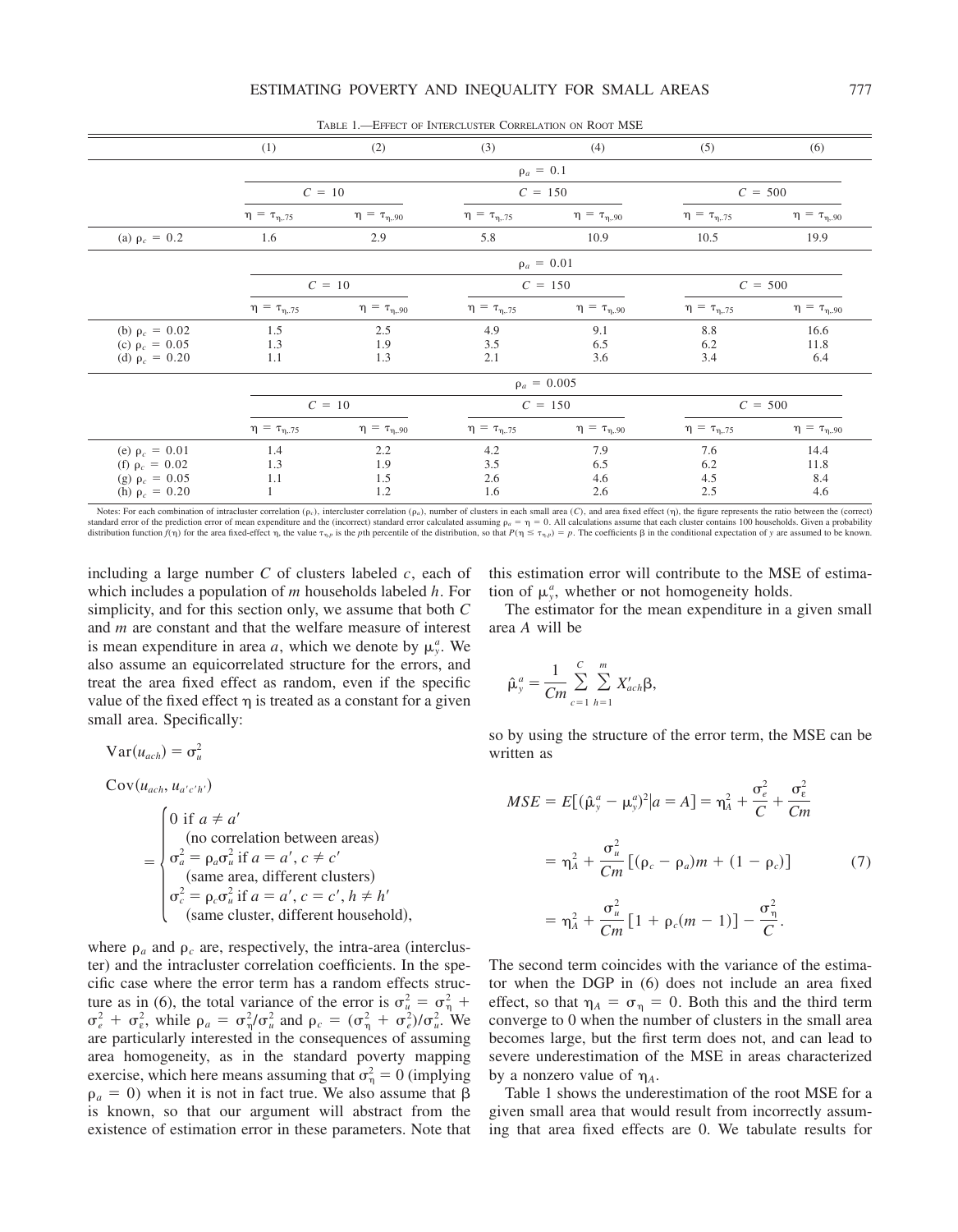TABLE 1.—EFFECT OF INTERCLUSTER CORRELATION ON ROOT MSE

| | (1) | (2) | (3) | (4) | (5) | (6) |
|---|---|---|---|---|---|---|
| | $\rho_a = 0.1$ | | | | | |
| | $C = 10$ | | $C = 150$ | | $C = 500$ | |
| | $\eta = \tau_{\eta,.75}$ | $\eta = \tau_{\eta,.90}$ | $\eta = \tau_{\eta,.75}$ | $\eta = \tau_{\eta,.90}$ | $\eta = \tau_{\eta,.75}$ | $\eta = \tau_{\eta,.90}$ |
| (a) $\rho_c = 0.2$ | 1.6 | 2.9 | 5.8 | 10.9 | 10.5 | 19.9 |
| | $\rho_a = 0.01$ | | | | | |
| | $C = 10$ | | $C = 150$ | | $C = 500$ | |
| | $\eta = \tau_{\eta,.75}$ | $\eta = \tau_{\eta,.90}$ | $\eta = \tau_{\eta,.75}$ | $\eta = \tau_{\eta,.90}$ | $\eta = \tau_{\eta,.75}$ | $\eta = \tau_{\eta,.90}$ |
| (b) $\rho_c = 0.02$ | 1.5 | 2.5 | 4.9 | 9.1 | 8.8 | 16.6 |
| (c) $\rho_c = 0.05$ | 1.3 | 1.9 | 3.5 | 6.5 | 6.2 | 11.8 |
| (d) $\rho_c = 0.20$ | 1.1 | 1.3 | 2.1 | 3.6 | 3.4 | 6.4 |
| | $\rho_a = 0.005$ | | | | | |
| | $C = 10$ | | $C = 150$ | | $C = 500$ | |
| | $\eta = \tau_{\eta,.75}$ | $\eta = \tau_{\eta,.90}$ | $\eta = \tau_{\eta,.75}$ | $\eta = \tau_{\eta,.90}$ | $\eta = \tau_{\eta,.75}$ | $\eta = \tau_{\eta,.90}$ |
| (e) $\rho_c = 0.01$ | 1.4 | 2.2 | 4.2 | 7.9 | 7.6 | 14.4 |
| (f) $\rho_c = 0.02$ | 1.3 | 1.9 | 3.5 | 6.5 | 6.2 | 11.8 |
| (g) $\rho_c = 0.05$ | 1.1 | 1.5 | 2.6 | 4.6 | 4.5 | 8.4 |
| (h) $\rho_c = 0.20$ | 1 | 1.2 | 1.6 | 2.6 | 2.5 | 4.6 |

Notes: For each combination of intracluster correlation ($\rho_c$), intercluster correlation ($\rho_a$), number of clusters in each small area ($C$), and area fixed effect ($\eta$), the figure represents the ratio between the (correct) standard error of the prediction error of mean expenditure and the (incorrect) standard error calculated assuming $\rho_a = \eta = 0$. All calculations assume that each cluster contains 100 households. Given a probability distribution function $f(\eta)$ for the area fixed-effect $\eta$, the value $\tau_{\eta,p}$ is the $p$th percentile of the distribution, so that $P(\eta \leq \tau_{\eta,p}) = p$. The coefficients $\beta$ in the conditional expectation of $y$ are assumed to be known.

including a large number $C$ of clusters labeled $c$, each of which includes a population of $m$ households labeled $h$. For simplicity, and for this section only, we assume that both $C$ and $m$ are constant and that the welfare measure of interest is mean expenditure in area $a$, which we denote by $\mu_y^a$. We also assume an equicorrelated structure for the errors, and treat the area fixed effect as random, even if the specific value of the fixed effect $\eta$ is treated as a constant for a given small area. Specifically:

$$\mathrm{Var}(u_{ach}) = \sigma_u^2$$

$$\mathrm{Cov}(u_{ach}, u_{a'c'h'}) = \begin{cases} 0 \text{ if } a \neq a' \\ \quad \text{(no correlation between areas)} \\ \sigma_a^2 = \rho_a \sigma_u^2 \text{ if } a = a', c \neq c' \\ \quad \text{(same area, different clusters)} \\ \sigma_c^2 = \rho_c \sigma_u^2 \text{ if } a = a', c = c', h \neq h' \\ \quad \text{(same cluster, different household),} \end{cases}$$

where $\rho_a$ and $\rho_c$ are, respectively, the intra-area (intercluster) and the intracluster correlation coefficients. In the specific case where the error term has a random effects structure as in (6), the total variance of the error is $\sigma_u^2 = \sigma_\eta^2 + \sigma_e^2 + \sigma_\varepsilon^2$, while $\rho_a = \sigma_\eta^2/\sigma_u^2$ and $\rho_c = (\sigma_\eta^2 + \sigma_e^2)/\sigma_u^2$. We are particularly interested in the consequences of assuming area homogeneity, as in the standard poverty mapping exercise, which here means assuming that $\sigma_\eta^2 = 0$ (implying $\rho_a = 0$) when it is not in fact true. We also assume that $\beta$ is known, so that our argument will abstract from the existence of estimation error in these parameters. Note that this estimation error will contribute to the MSE of estimation of $\mu_y^a$, whether or not homogeneity holds.

The estimator for the mean expenditure in a given small area $A$ will be

$$\hat{\mu}_y^a = \frac{1}{Cm} \sum_{c=1}^{C} \sum_{h=1}^{m} X'_{ach}\beta,$$

so by using the structure of the error term, the MSE can be written as

$$\begin{aligned} MSE = E[(\hat{\mu}_y^a - \mu_y^a)^2 | a = A] &= \eta_A^2 + \frac{\sigma_e^2}{C} + \frac{\sigma_\varepsilon^2}{Cm} \\ &= \eta_A^2 + \frac{\sigma_u^2}{Cm}[(\rho_c - \rho_a)m + (1 - \rho_c)] \qquad (7) \\ &= \eta_A^2 + \frac{\sigma_u^2}{Cm}[1 + \rho_c(m-1)] - \frac{\sigma_\eta^2}{C}. \end{aligned}$$

The second term coincides with the variance of the estimator when the DGP in (6) does not include an area fixed effect, so that $\eta_A = \sigma_\eta = 0$. Both this and the third term converge to 0 when the number of clusters in the small area becomes large, but the first term does not, and can lead to severe underestimation of the MSE in areas characterized by a nonzero value of $\eta_A$.

Table 1 shows the underestimation of the root MSE for a given small area that would result from incorrectly assuming that area fixed effects are 0. We tabulate results for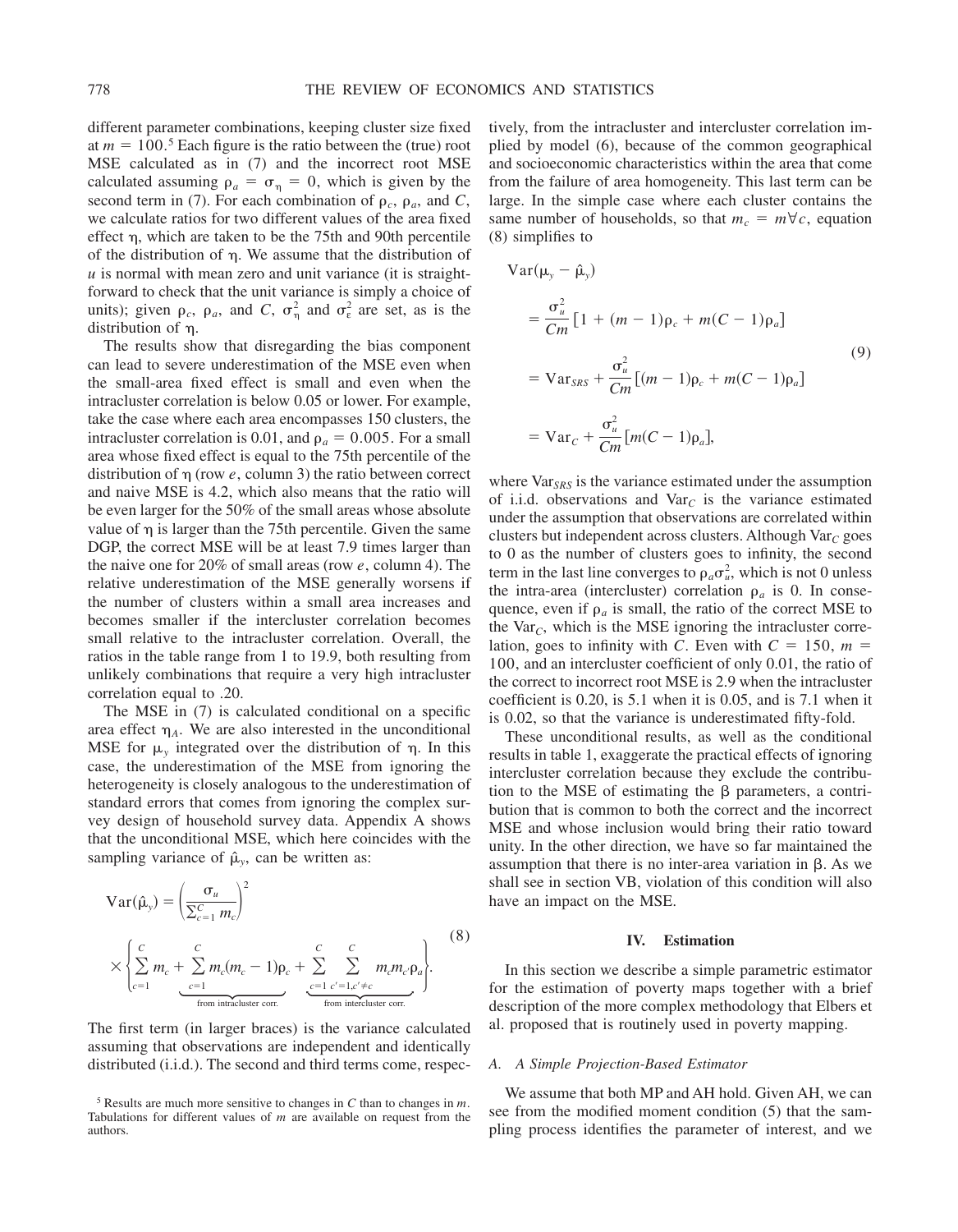different parameter combinations, keeping cluster size fixed at $m = 100$.[5] Each figure is the ratio between the (true) root MSE calculated as in (7) and the incorrect root MSE calculated assuming $\rho_a = \sigma_\eta = 0$, which is given by the second term in (7). For each combination of $\rho_c$, $\rho_a$, and $C$, we calculate ratios for two different values of the area fixed effect $\eta$, which are taken to be the 75th and 90th percentile of the distribution of $\eta$. We assume that the distribution of $u$ is normal with mean zero and unit variance (it is straightforward to check that the unit variance is simply a choice of units); given $\rho_c$, $\rho_a$, and $C$, $\sigma^2_\eta$ and $\sigma^2_\varepsilon$ are set, as is the distribution of $\eta$.

The results show that disregarding the bias component can lead to severe underestimation of the MSE even when the small-area fixed effect is small and even when the intracluster correlation is below 0.05 or lower. For example, take the case where each area encompasses 150 clusters, the intracluster correlation is 0.01, and $\rho_a = 0.005$. For a small area whose fixed effect is equal to the 75th percentile of the distribution of $\eta$ (row $e$, column 3) the ratio between correct and naive MSE is 4.2, which also means that the ratio will be even larger for the 50% of the small areas whose absolute value of $\eta$ is larger than the 75th percentile. Given the same DGP, the correct MSE will be at least 7.9 times larger than the naive one for 20% of small areas (row $e$, column 4). The relative underestimation of the MSE generally worsens if the number of clusters within a small area increases and becomes smaller if the intercluster correlation becomes small relative to the intracluster correlation. Overall, the ratios in the table range from 1 to 19.9, both resulting from unlikely combinations that require a very high intracluster correlation equal to .20.

The MSE in (7) is calculated conditional on a specific area effect $\eta_A$. We are also interested in the unconditional MSE for $\mu_y$ integrated over the distribution of $\eta$. In this case, the underestimation of the MSE from ignoring the heterogeneity is closely analogous to the underestimation of standard errors that comes from ignoring the complex survey design of household survey data. Appendix A shows that the unconditional MSE, which here coincides with the sampling variance of $\hat{\mu}_y$, can be written as:

$$\mathrm{Var}(\hat{\mu}_y) = \left(\frac{\sigma_u}{\sum_{c=1}^{C} m_c}\right)^2 \times \left\{ \sum_{c=1}^{C} m_c + \underbrace{\sum_{c=1}^{C} m_c(m_c - 1)\rho_c}_{\text{from intracluster corr.}} + \underbrace{\sum_{c=1}^{C} \sum_{c'=1, c' \neq c}^{C} m_c m_{c'} \rho_a}_{\text{from intercluster corr.}} \right\}. \tag{8}$$

The first term (in larger braces) is the variance calculated assuming that observations are independent and identically distributed (i.i.d.). The second and third terms come, respectively, from the intracluster and intercluster correlation implied by model (6), because of the common geographical and socioeconomic characteristics within the area that come from the failure of area homogeneity. This last term can be large. In the simple case where each cluster contains the same number of households, so that $m_c = m \forall c$, equation (8) simplifies to

$$\begin{aligned} \mathrm{Var}(\mu_y - \hat{\mu}_y) &= \frac{\sigma_u^2}{Cm}\left[1 + (m-1)\rho_c + m(C-1)\rho_a\right] \\ &= \mathrm{Var}_{SRS} + \frac{\sigma_u^2}{Cm}\left[(m-1)\rho_c + m(C-1)\rho_a\right] \\ &= \mathrm{Var}_C + \frac{\sigma_u^2}{Cm}\left[m(C-1)\rho_a\right], \end{aligned} \tag{9}$$

where $\mathrm{Var}_{SRS}$ is the variance estimated under the assumption of i.i.d. observations and $\mathrm{Var}_C$ is the variance estimated under the assumption that observations are correlated within clusters but independent across clusters. Although $\mathrm{Var}_C$ goes to 0 as the number of clusters goes to infinity, the second term in the last line converges to $\rho_a \sigma_u^2$, which is not 0 unless the intra-area (intercluster) correlation $\rho_a$ is 0. In consequence, even if $\rho_a$ is small, the ratio of the correct MSE to the $\mathrm{Var}_C$, which is the MSE ignoring the intracluster correlation, goes to infinity with $C$. Even with $C = 150$, $m = 100$, and an intercluster coefficient of only 0.01, the ratio of the correct to incorrect root MSE is 2.9 when the intracluster coefficient is 0.20, is 5.1 when it is 0.05, and is 7.1 when it is 0.02, so that the variance is underestimated fifty-fold.

These unconditional results, as well as the conditional results in table 1, exaggerate the practical effects of ignoring intercluster correlation because they exclude the contribution to the MSE of estimating the $\beta$ parameters, a contribution that is common to both the correct and the incorrect MSE and whose inclusion would bring their ratio toward unity. In the other direction, we have so far maintained the assumption that there is no inter-area variation in $\beta$. As we shall see in section VB, violation of this condition will also have an impact on the MSE.

## IV. Estimation

In this section we describe a simple parametric estimator for the estimation of poverty maps together with a brief description of the more complex methodology that Elbers et al. proposed that is routinely used in poverty mapping.

### A. A Simple Projection-Based Estimator

We assume that both MP and AH hold. Given AH, we can see from the modified moment condition (5) that the sampling process identifies the parameter of interest, and we

[5] Results are much more sensitive to changes in $C$ than to changes in $m$. Tabulations for different values of $m$ are available on request from the authors.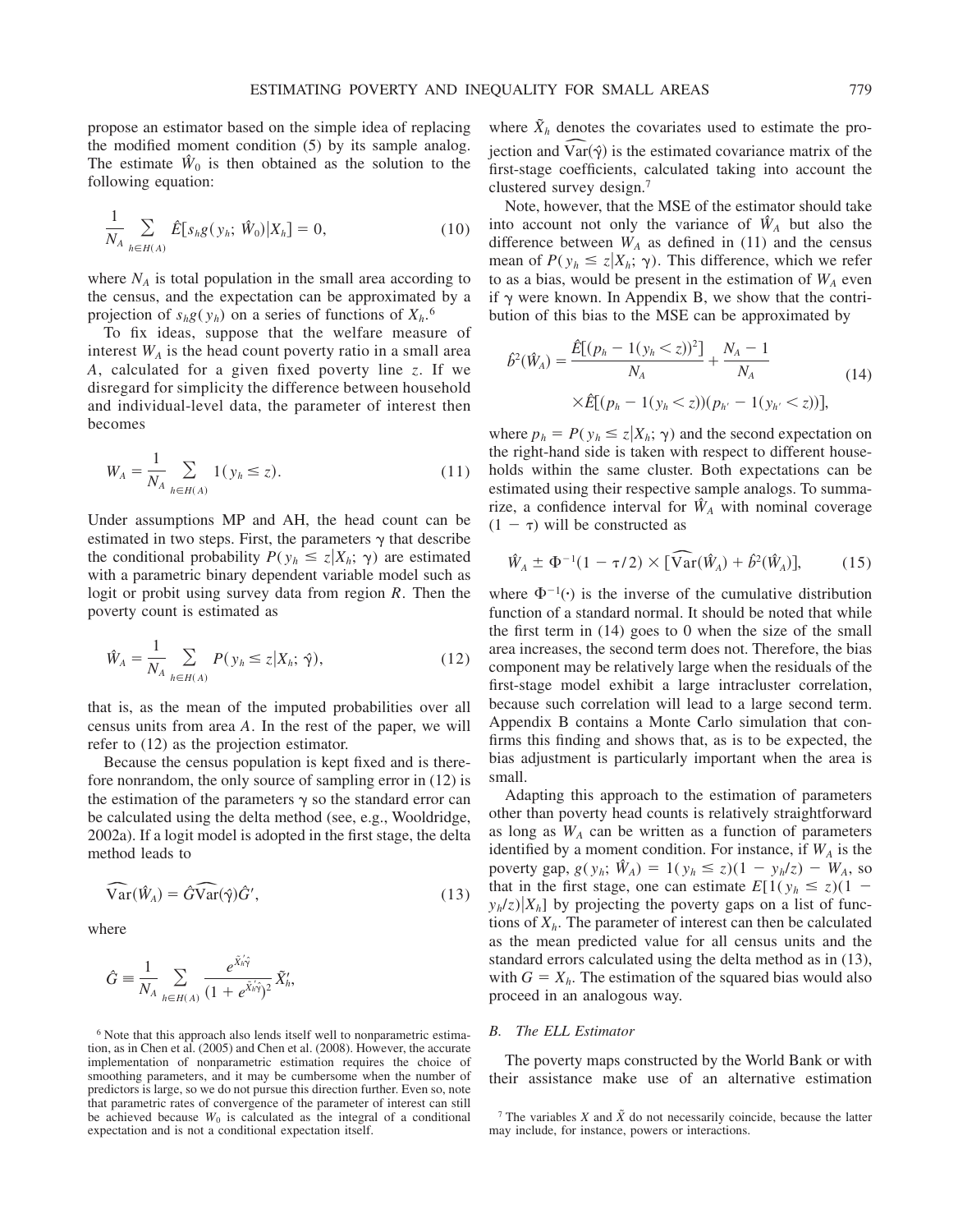propose an estimator based on the simple idea of replacing the modified moment condition (5) by its sample analog. The estimate $\hat{W}_0$ is then obtained as the solution to the following equation:

$$\frac{1}{N_A} \sum_{h \in H(A)} \hat{E}[s_h g(y_h;\, \hat{W}_0) | X_h] = 0, \tag{10}$$

where $N_A$ is total population in the small area according to the census, and the expectation can be approximated by a projection of $s_h g(y_h)$ on a series of functions of $X_h$.[6]

To fix ideas, suppose that the welfare measure of interest $W_A$ is the head count poverty ratio in a small area $A$, calculated for a given fixed poverty line $z$. If we disregard for simplicity the difference between household and individual-level data, the parameter of interest then becomes

$$W_A = \frac{1}{N_A} \sum_{h \in H(A)} 1(y_h \leq z). \tag{11}$$

Under assumptions MP and AH, the head count can be estimated in two steps. First, the parameters $\gamma$ that describe the conditional probability $P(y_h \leq z | X_h;\, \gamma)$ are estimated with a parametric binary dependent variable model such as logit or probit using survey data from region $R$. Then the poverty count is estimated as

$$\hat{W}_A = \frac{1}{N_A} \sum_{h \in H(A)} P(y_h \leq z | X_h;\, \hat{\gamma}), \tag{12}$$

that is, as the mean of the imputed probabilities over all census units from area $A$. In the rest of the paper, we will refer to (12) as the projection estimator.

Because the census population is kept fixed and is therefore nonrandom, the only source of sampling error in (12) is the estimation of the parameters $\gamma$ so the standard error can be calculated using the delta method (see, e.g., Wooldridge, 2002a). If a logit model is adopted in the first stage, the delta method leads to

$$\widehat{\mathrm{Var}}(\hat{W}_A) = \hat{G}\widehat{\mathrm{Var}}(\hat{\gamma})\hat{G}', \tag{13}$$

where

$$\hat{G} \equiv \frac{1}{N_A} \sum_{h \in H(A)} \frac{e^{\tilde{X}_h'\hat{\gamma}}}{(1 + e^{\tilde{X}_h'\hat{\gamma}})^2} \tilde{X}_h',$$

where $\tilde{X}_h$ denotes the covariates used to estimate the projection and $\widehat{\mathrm{Var}}(\hat{\gamma})$ is the estimated covariance matrix of the first-stage coefficients, calculated taking into account the clustered survey design.[7]

Note, however, that the MSE of the estimator should take into account not only the variance of $\hat{W}_A$ but also the difference between $W_A$ as defined in (11) and the census mean of $P(y_h \leq z | X_h;\, \gamma)$. This difference, which we refer to as a bias, would be present in the estimation of $W_A$ even if $\gamma$ were known. In Appendix B, we show that the contribution of this bias to the MSE can be approximated by

$$\begin{aligned} \hat{b}^2(\hat{W}_A) = {} & \frac{\hat{E}[(p_h - 1(y_h < z))^2]}{N_A} + \frac{N_A - 1}{N_A} \\ & \times \hat{E}[(p_h - 1(y_h < z))(p_{h'} - 1(y_{h'} < z))], \end{aligned} \tag{14}$$

where $p_h = P(y_h \leq z | X_h;\, \gamma)$ and the second expectation on the right-hand side is taken with respect to different households within the same cluster. Both expectations can be estimated using their respective sample analogs. To summarize, a confidence interval for $\hat{W}_A$ with nominal coverage $(1 - \tau)$ will be constructed as

$$\hat{W}_A \pm \Phi^{-1}(1 - \tau/2) \times [\widehat{\mathrm{Var}}(\hat{W}_A) + \hat{b}^2(\hat{W}_A)], \tag{15}$$

where $\Phi^{-1}(\cdot)$ is the inverse of the cumulative distribution function of a standard normal. It should be noted that while the first term in (14) goes to 0 when the size of the small area increases, the second term does not. Therefore, the bias component may be relatively large when the residuals of the first-stage model exhibit a large intracluster correlation, because such correlation will lead to a large second term. Appendix B contains a Monte Carlo simulation that confirms this finding and shows that, as is to be expected, the bias adjustment is particularly important when the area is small.

Adapting this approach to the estimation of parameters other than poverty head counts is relatively straightforward as long as $W_A$ can be written as a function of parameters identified by a moment condition. For instance, if $W_A$ is the poverty gap, $g(y_h;\, \hat{W}_A) = 1(y_h \leq z)(1 - y_h/z) - W_A$, so that in the first stage, one can estimate $E[1(y_h \leq z)(1 - y_h/z) | X_h]$ by projecting the poverty gaps on a list of functions of $X_h$. The parameter of interest can then be calculated as the mean predicted value for all census units and the standard errors calculated using the delta method as in (13), with $G = X_h$. The estimation of the squared bias would also proceed in an analogous way.

### *B. The ELL Estimator*

The poverty maps constructed by the World Bank or with their assistance make use of an alternative estimation

[6] Note that this approach also lends itself well to nonparametric estimation, as in Chen et al. (2005) and Chen et al. (2008). However, the accurate implementation of nonparametric estimation requires the choice of smoothing parameters, and it may be cumbersome when the number of predictors is large, so we do not pursue this direction further. Even so, note that parametric rates of convergence of the parameter of interest can still be achieved because $W_0$ is calculated as the integral of a conditional expectation and is not a conditional expectation itself.

[7] The variables $X$ and $\tilde{X}$ do not necessarily coincide, because the latter may include, for instance, powers or interactions.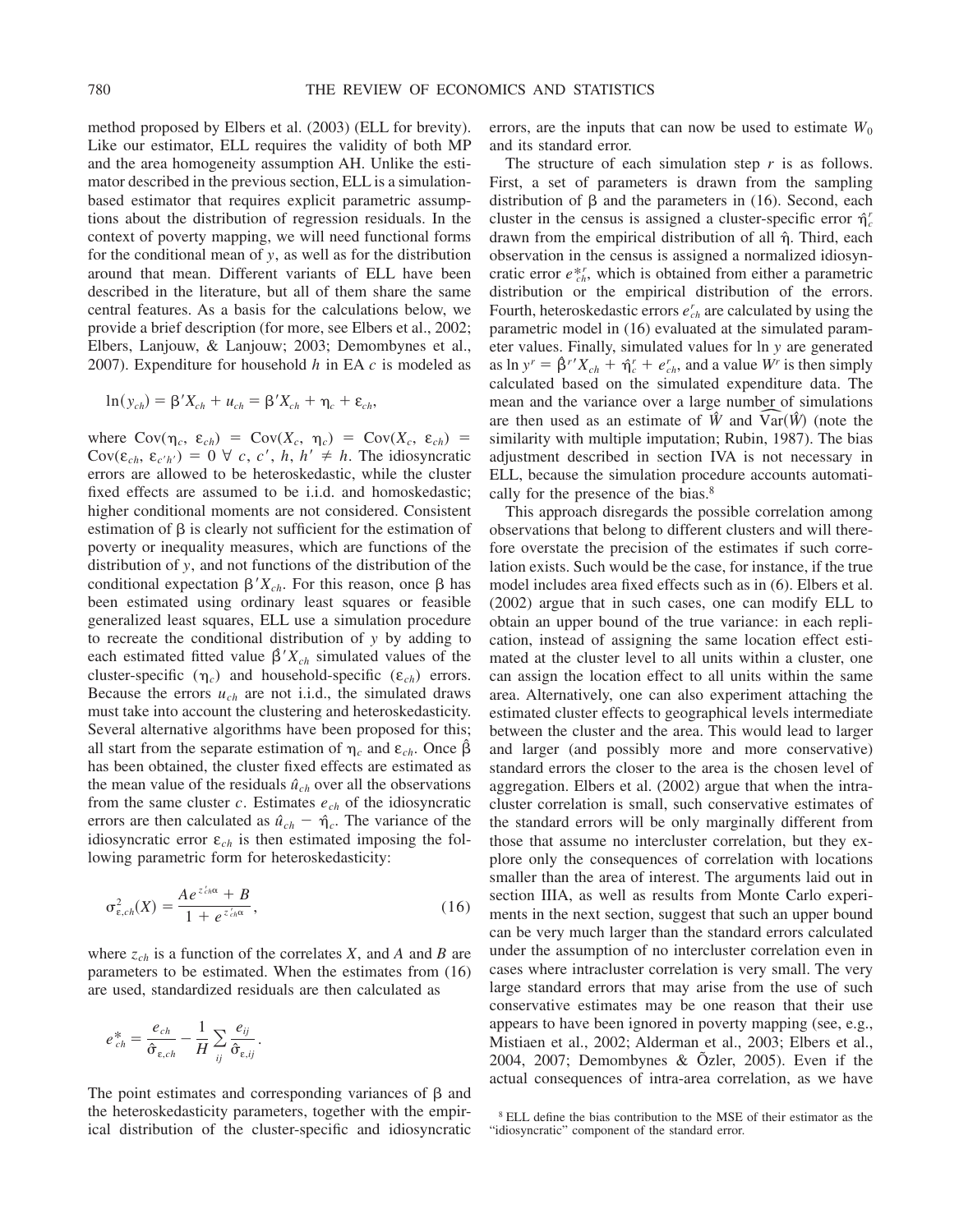method proposed by Elbers et al. (2003) (ELL for brevity). Like our estimator, ELL requires the validity of both MP and the area homogeneity assumption AH. Unlike the estimator described in the previous section, ELL is a simulation-based estimator that requires explicit parametric assumptions about the distribution of regression residuals. In the context of poverty mapping, we will need functional forms for the conditional mean of $y$, as well as for the distribution around that mean. Different variants of ELL have been described in the literature, but all of them share the same central features. As a basis for the calculations below, we provide a brief description (for more, see Elbers et al., 2002; Elbers, Lanjouw, & Lanjouw; 2003; Demombynes et al., 2007). Expenditure for household $h$ in EA $c$ is modeled as

$$\ln(y_{ch}) = \beta' X_{ch} + u_{ch} = \beta' X_{ch} + \eta_c + \varepsilon_{ch},$$

where $\text{Cov}(\eta_c, \varepsilon_{ch}) = \text{Cov}(X_c, \eta_c) = \text{Cov}(X_c, \varepsilon_{ch}) = \text{Cov}(\varepsilon_{ch}, \varepsilon_{c'h'}) = 0 \ \forall \ c, c', h, h' \neq h$. The idiosyncratic errors are allowed to be heteroskedastic, while the cluster fixed effects are assumed to be i.i.d. and homoskedastic; higher conditional moments are not considered. Consistent estimation of $\beta$ is clearly not sufficient for the estimation of poverty or inequality measures, which are functions of the distribution of $y$, and not functions of the distribution of the conditional expectation $\beta' X_{ch}$. For this reason, once $\beta$ has been estimated using ordinary least squares or feasible generalized least squares, ELL use a simulation procedure to recreate the conditional distribution of $y$ by adding to each estimated fitted value $\hat{\beta}' X_{ch}$ simulated values of the cluster-specific ($\eta_c$) and household-specific ($\varepsilon_{ch}$) errors. Because the errors $u_{ch}$ are not i.i.d., the simulated draws must take into account the clustering and heteroskedasticity. Several alternative algorithms have been proposed for this; all start from the separate estimation of $\eta_c$ and $\varepsilon_{ch}$. Once $\hat{\beta}$ has been obtained, the cluster fixed effects are estimated as the mean value of the residuals $\hat{u}_{ch}$ over all the observations from the same cluster $c$. Estimates $e_{ch}$ of the idiosyncratic errors are then calculated as $\hat{u}_{ch} - \hat{\eta}_c$. The variance of the idiosyncratic error $\varepsilon_{ch}$ is then estimated imposing the following parametric form for heteroskedasticity:

$$\sigma^2_{\varepsilon,ch}(X) = \frac{A e^{z'_{ch}\alpha} + B}{1 + e^{z'_{ch}\alpha}}, \tag{16}$$

where $z_{ch}$ is a function of the correlates $X$, and $A$ and $B$ are parameters to be estimated. When the estimates from (16) are used, standardized residuals are then calculated as

$$e^*_{ch} = \frac{e_{ch}}{\hat{\sigma}_{\varepsilon,ch}} - \frac{1}{H} \sum_{ij} \frac{e_{ij}}{\hat{\sigma}_{\varepsilon,ij}}.$$

The point estimates and corresponding variances of $\beta$ and the heteroskedasticity parameters, together with the empirical distribution of the cluster-specific and idiosyncratic errors, are the inputs that can now be used to estimate $W_0$ and its standard error.

The structure of each simulation step $r$ is as follows. First, a set of parameters is drawn from the sampling distribution of $\beta$ and the parameters in (16). Second, each cluster in the census is assigned a cluster-specific error $\hat{\eta}^r_c$ drawn from the empirical distribution of all $\hat{\eta}$. Third, each observation in the census is assigned a normalized idiosyncratic error $e^{*r}_{ch}$, which is obtained from either a parametric distribution or the empirical distribution of the errors. Fourth, heteroskedastic errors $e^r_{ch}$ are calculated by using the parametric model in (16) evaluated at the simulated parameter values. Finally, simulated values for ln $y$ are generated as $\ln y^r = \hat{\beta}^{r\prime} X_{ch} + \hat{\eta}^r_c + e^r_{ch}$, and a value $W^r$ is then simply calculated based on the simulated expenditure data. The mean and the variance over a large number of simulations are then used as an estimate of $\hat{W}$ and $\widehat{\text{Var}}(\hat{W})$ (note the similarity with multiple imputation; Rubin, 1987). The bias adjustment described in section IVA is not necessary in ELL, because the simulation procedure accounts automatically for the presence of the bias.[8]

This approach disregards the possible correlation among observations that belong to different clusters and will therefore overstate the precision of the estimates if such correlation exists. Such would be the case, for instance, if the true model includes area fixed effects such as in (6). Elbers et al. (2002) argue that in such cases, one can modify ELL to obtain an upper bound of the true variance: in each replication, instead of assigning the same location effect estimated at the cluster level to all units within a cluster, one can assign the location effect to all units within the same area. Alternatively, one can also experiment attaching the estimated cluster effects to geographical levels intermediate between the cluster and the area. This would lead to larger and larger (and possibly more and more conservative) standard errors the closer to the area is the chosen level of aggregation. Elbers et al. (2002) argue that when the intracluster correlation is small, such conservative estimates of the standard errors will be only marginally different from those that assume no intercluster correlation, but they explore only the consequences of correlation with locations smaller than the area of interest. The arguments laid out in section IIIA, as well as results from Monte Carlo experiments in the next section, suggest that such an upper bound can be very much larger than the standard errors calculated under the assumption of no intercluster correlation even in cases where intracluster correlation is very small. The very large standard errors that may arise from the use of such conservative estimates may be one reason that their use appears to have been ignored in poverty mapping (see, e.g., Mistiaen et al., 2002; Alderman et al., 2003; Elbers et al., 2004, 2007; Demombynes & Õzler, 2005). Even if the actual consequences of intra-area correlation, as we have

[8] ELL define the bias contribution to the MSE of their estimator as the "idiosyncratic" component of the standard error.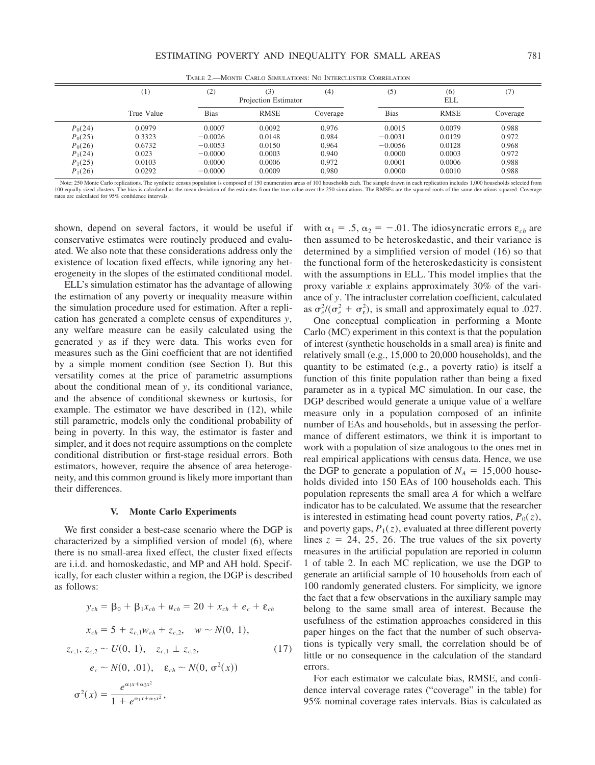TABLE 2.—MONTE CARLO SIMULATIONS: NO INTERCLUSTER CORRELATION

| | (1) | (2) | (3) | (4) | (5) | (6) | (7) |
|---|---|---|---|---|---|---|---|
| | | Projection Estimator | | | ELL | | |
| | True Value | Bias | RMSE | Coverage | Bias | RMSE | Coverage |
| $P_0(24)$ | 0.0979 | 0.0007 | 0.0092 | 0.976 | 0.0015 | 0.0079 | 0.988 |
| $P_0(25)$ | 0.3323 | −0.0026 | 0.0148 | 0.984 | −0.0031 | 0.0129 | 0.972 |
| $P_0(26)$ | 0.6732 | −0.0053 | 0.0150 | 0.964 | −0.0056 | 0.0128 | 0.968 |
| $P_1(24)$ | 0.023 | −0.0000 | 0.0003 | 0.940 | 0.0000 | 0.0003 | 0.972 |
| $P_1(25)$ | 0.0103 | 0.0000 | 0.0006 | 0.972 | 0.0001 | 0.0006 | 0.988 |
| $P_1(26)$ | 0.0292 | −0.0000 | 0.0009 | 0.980 | 0.0000 | 0.0010 | 0.988 |

Note: 250 Monte Carlo replications. The synthetic census population is composed of 150 enumeration areas of 100 households each. The sample drawn in each replication includes 1,000 households selected from 100 equally sized clusters. The bias is calculated as the mean deviation of the estimates from the true value over the 250 simulations. The RMSEs are the squared roots of the same deviations squared. Coverage rates are calculated for 95% confidence intervals.

shown, depend on several factors, it would be useful if conservative estimates were routinely produced and evaluated. We also note that these considerations address only the existence of location fixed effects, while ignoring any heterogeneity in the slopes of the estimated conditional model.

ELL's simulation estimator has the advantage of allowing the estimation of any poverty or inequality measure within the simulation procedure used for estimation. After a replication has generated a complete census of expenditures $y$, any welfare measure can be easily calculated using the generated $y$ as if they were data. This works even for measures such as the Gini coefficient that are not identified by a simple moment condition (see Section I). But this versatility comes at the price of parametric assumptions about the conditional mean of $y$, its conditional variance, and the absence of conditional skewness or kurtosis, for example. The estimator we have described in (12), while still parametric, models only the conditional probability of being in poverty. In this way, the estimator is faster and simpler, and it does not require assumptions on the complete conditional distribution or first-stage residual errors. Both estimators, however, require the absence of area heterogeneity, and this common ground is likely more important than their differences.

## V. Monte Carlo Experiments

We first consider a best-case scenario where the DGP is characterized by a simplified version of model (6), where there is no small-area fixed effect, the cluster fixed effects are i.i.d. and homoskedastic, and MP and AH hold. Specifically, for each cluster within a region, the DGP is described as follows:

$$
\begin{aligned}
y_{ch} &= \beta_0 + \beta_1 x_{ch} + u_{ch} = 20 + x_{ch} + e_c + \varepsilon_{ch} \\
x_{ch} &= 5 + z_{c,1} w_{ch} + z_{c,2}, \quad w \sim N(0, 1), \\
z_{c,1}, z_{c,2} &\sim U(0, 1), \quad z_{c,1} \perp z_{c,2}, \qquad (17) \\
e_c &\sim N(0, .01), \quad \varepsilon_{ch} \sim N(0, \sigma^2(x)) \\
\sigma^2(x) &= \frac{e^{\alpha_1 x + \alpha_2 x^2}}{1 + e^{\alpha_1 x + \alpha_2 x^2}},
\end{aligned}
$$

with $\alpha_1 = .5$, $\alpha_2 = -.01$. The idiosyncratic errors $\varepsilon_{ch}$ are then assumed to be heteroskedastic, and their variance is determined by a simplified version of model (16) so that the functional form of the heteroskedasticity is consistent with the assumptions in ELL. This model implies that the proxy variable $x$ explains approximately 30% of the variance of $y$. The intracluster correlation coefficient, calculated as $\sigma_e^2/(\sigma_e^2 + \sigma_\varepsilon^2)$, is small and approximately equal to .027.

One conceptual complication in performing a Monte Carlo (MC) experiment in this context is that the population of interest (synthetic households in a small area) is finite and relatively small (e.g., 15,000 to 20,000 households), and the quantity to be estimated (e.g., a poverty ratio) is itself a function of this finite population rather than being a fixed parameter as in a typical MC simulation. In our case, the DGP described would generate a unique value of a welfare measure only in a population composed of an infinite number of EAs and households, but in assessing the performance of different estimators, we think it is important to work with a population of size analogous to the ones met in real empirical applications with census data. Hence, we use the DGP to generate a population of $N_A = 15{,}000$ households divided into 150 EAs of 100 households each. This population represents the small area $A$ for which a welfare indicator has to be calculated. We assume that the researcher is interested in estimating head count poverty ratios, $P_0(z)$, and poverty gaps, $P_1(z)$, evaluated at three different poverty lines $z = 24, 25, 26$. The true values of the six poverty measures in the artificial population are reported in column 1 of table 2. In each MC replication, we use the DGP to generate an artificial sample of 10 households from each of 100 randomly generated clusters. For simplicity, we ignore the fact that a few observations in the auxiliary sample may belong to the same small area of interest. Because the usefulness of the estimation approaches considered in this paper hinges on the fact that the number of such observations is typically very small, the correlation should be of little or no consequence in the calculation of the standard errors.

For each estimator we calculate bias, RMSE, and confidence interval coverage rates ("coverage" in the table) for 95% nominal coverage rates intervals. Bias is calculated as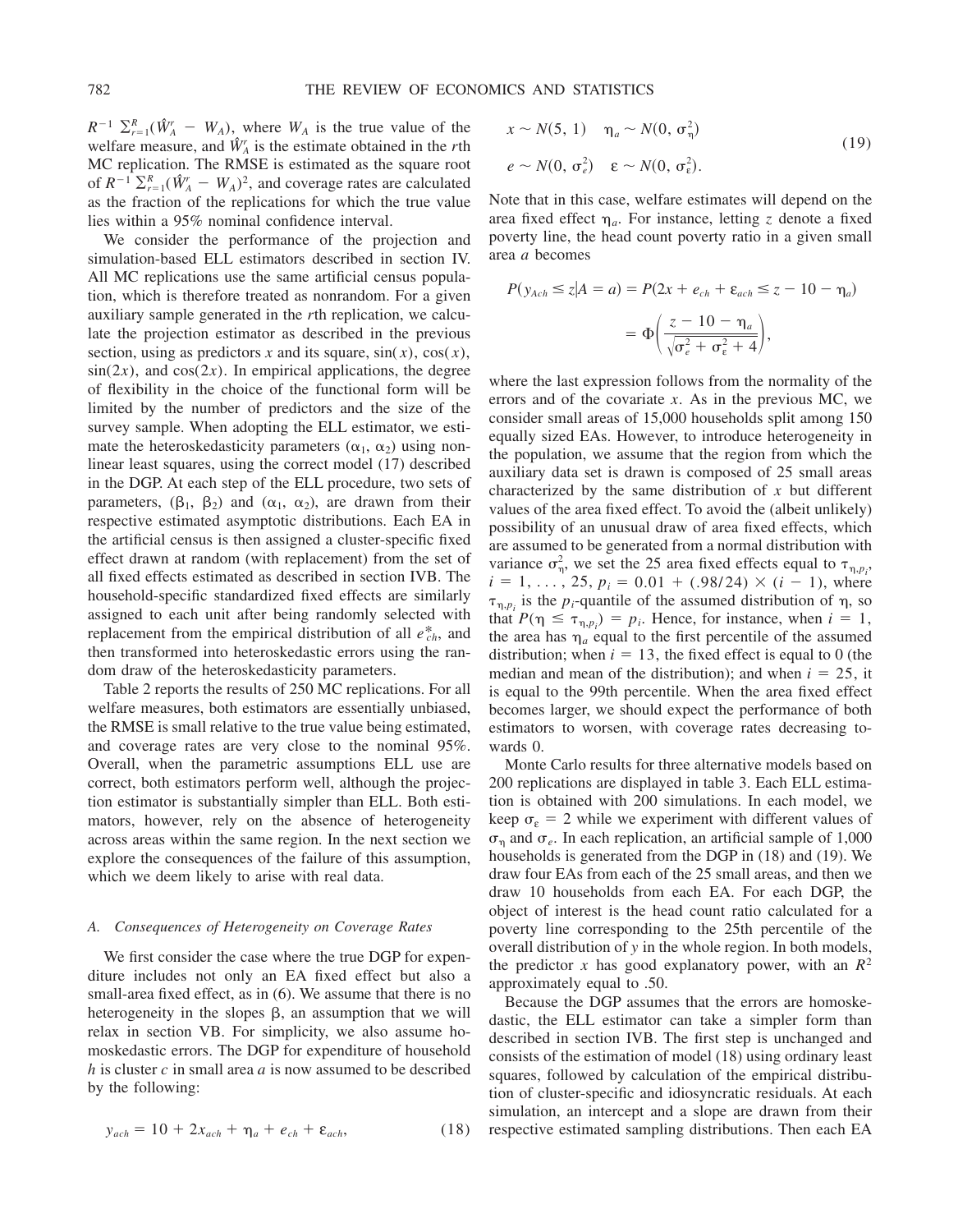$R^{-1} \sum_{r=1}^{R}(\hat{W}_A^r - W_A)$, where $W_A$ is the true value of the welfare measure, and $\hat{W}_A^r$ is the estimate obtained in the $r$th MC replication. The RMSE is estimated as the square root of $R^{-1} \sum_{r=1}^{R}(\hat{W}_A^r - W_A)^2$, and coverage rates are calculated as the fraction of the replications for which the true value lies within a 95% nominal confidence interval.

We consider the performance of the projection and simulation-based ELL estimators described in section IV. All MC replications use the same artificial census population, which is therefore treated as nonrandom. For a given auxiliary sample generated in the $r$th replication, we calculate the projection estimator as described in the previous section, using as predictors $x$ and its square, $\sin(x)$, $\cos(x)$, $\sin(2x)$, and $\cos(2x)$. In empirical applications, the degree of flexibility in the choice of the functional form will be limited by the number of predictors and the size of the survey sample. When adopting the ELL estimator, we estimate the heteroskedasticity parameters $(\alpha_1, \alpha_2)$ using nonlinear least squares, using the correct model (17) described in the DGP. At each step of the ELL procedure, two sets of parameters, $(\beta_1, \beta_2)$ and $(\alpha_1, \alpha_2)$, are drawn from their respective estimated asymptotic distributions. Each EA in the artificial census is then assigned a cluster-specific fixed effect drawn at random (with replacement) from the set of all fixed effects estimated as described in section IVB. The household-specific standardized fixed effects are similarly assigned to each unit after being randomly selected with replacement from the empirical distribution of all $e^*_{ch}$, and then transformed into heteroskedastic errors using the random draw of the heteroskedasticity parameters.

Table 2 reports the results of 250 MC replications. For all welfare measures, both estimators are essentially unbiased, the RMSE is small relative to the true value being estimated, and coverage rates are very close to the nominal 95%. Overall, when the parametric assumptions ELL use are correct, both estimators perform well, although the projection estimator is substantially simpler than ELL. Both estimators, however, rely on the absence of heterogeneity across areas within the same region. In the next section we explore the consequences of the failure of this assumption, which we deem likely to arise with real data.

### A. *Consequences of Heterogeneity on Coverage Rates*

We first consider the case where the true DGP for expenditure includes not only an EA fixed effect but also a small-area fixed effect, as in (6). We assume that there is no heterogeneity in the slopes $\beta$, an assumption that we will relax in section VB. For simplicity, we also assume homoskedastic errors. The DGP for expenditure of household $h$ is cluster $c$ in small area $a$ is now assumed to be described by the following:

$$y_{ach} = 10 + 2x_{ach} + \eta_a + e_{ch} + \varepsilon_{ach}, \tag{18}$$

$$\begin{aligned} x &\sim N(5, 1) \quad \eta_a \sim N(0, \sigma_\eta^2) \\ e &\sim N(0, \sigma_e^2) \quad \varepsilon \sim N(0, \sigma_\varepsilon^2). \end{aligned} \tag{19}$$

Note that in this case, welfare estimates will depend on the area fixed effect $\eta_a$. For instance, letting $z$ denote a fixed poverty line, the head count poverty ratio in a given small area $a$ becomes

$$\begin{aligned} P(y_{Ach} \leq z | A = a) &= P(2x + e_{ch} + \varepsilon_{ach} \leq z - 10 - \eta_a) \\ &= \Phi\left(\frac{z - 10 - \eta_a}{\sqrt{\sigma_e^2 + \sigma_\varepsilon^2 + 4}}\right), \end{aligned}$$

where the last expression follows from the normality of the errors and of the covariate $x$. As in the previous MC, we consider small areas of 15,000 households split among 150 equally sized EAs. However, to introduce heterogeneity in the population, we assume that the region from which the auxiliary data set is drawn is composed of 25 small areas characterized by the same distribution of $x$ but different values of the area fixed effect. To avoid the (albeit unlikely) possibility of an unusual draw of area fixed effects, which are assumed to be generated from a normal distribution with variance $\sigma_\eta^2$, we set the 25 area fixed effects equal to $\tau_{\eta,p_i}$, $i = 1, \ldots, 25$, $p_i = 0.01 + (.98/24) \times (i - 1)$, where $\tau_{\eta,p_i}$ is the $p_i$-quantile of the assumed distribution of $\eta$, so that $P(\eta \leq \tau_{\eta,p_i}) = p_i$. Hence, for instance, when $i = 1$, the area has $\eta_a$ equal to the first percentile of the assumed distribution; when $i = 13$, the fixed effect is equal to 0 (the median and mean of the distribution); and when $i = 25$, it is equal to the 99th percentile. When the area fixed effect becomes larger, we should expect the performance of both estimators to worsen, with coverage rates decreasing towards 0.

Monte Carlo results for three alternative models based on 200 replications are displayed in table 3. Each ELL estimation is obtained with 200 simulations. In each model, we keep $\sigma_\varepsilon = 2$ while we experiment with different values of $\sigma_\eta$ and $\sigma_e$. In each replication, an artificial sample of 1,000 households is generated from the DGP in (18) and (19). We draw four EAs from each of the 25 small areas, and then we draw 10 households from each EA. For each DGP, the object of interest is the head count ratio calculated for a poverty line corresponding to the 25th percentile of the overall distribution of $y$ in the whole region. In both models, the predictor $x$ has good explanatory power, with an $R^2$ approximately equal to .50.

Because the DGP assumes that the errors are homoskedastic, the ELL estimator can take a simpler form than described in section IVB. The first step is unchanged and consists of the estimation of model (18) using ordinary least squares, followed by calculation of the empirical distribution of cluster-specific and idiosyncratic residuals. At each simulation, an intercept and a slope are drawn from their respective estimated sampling distributions. Then each EA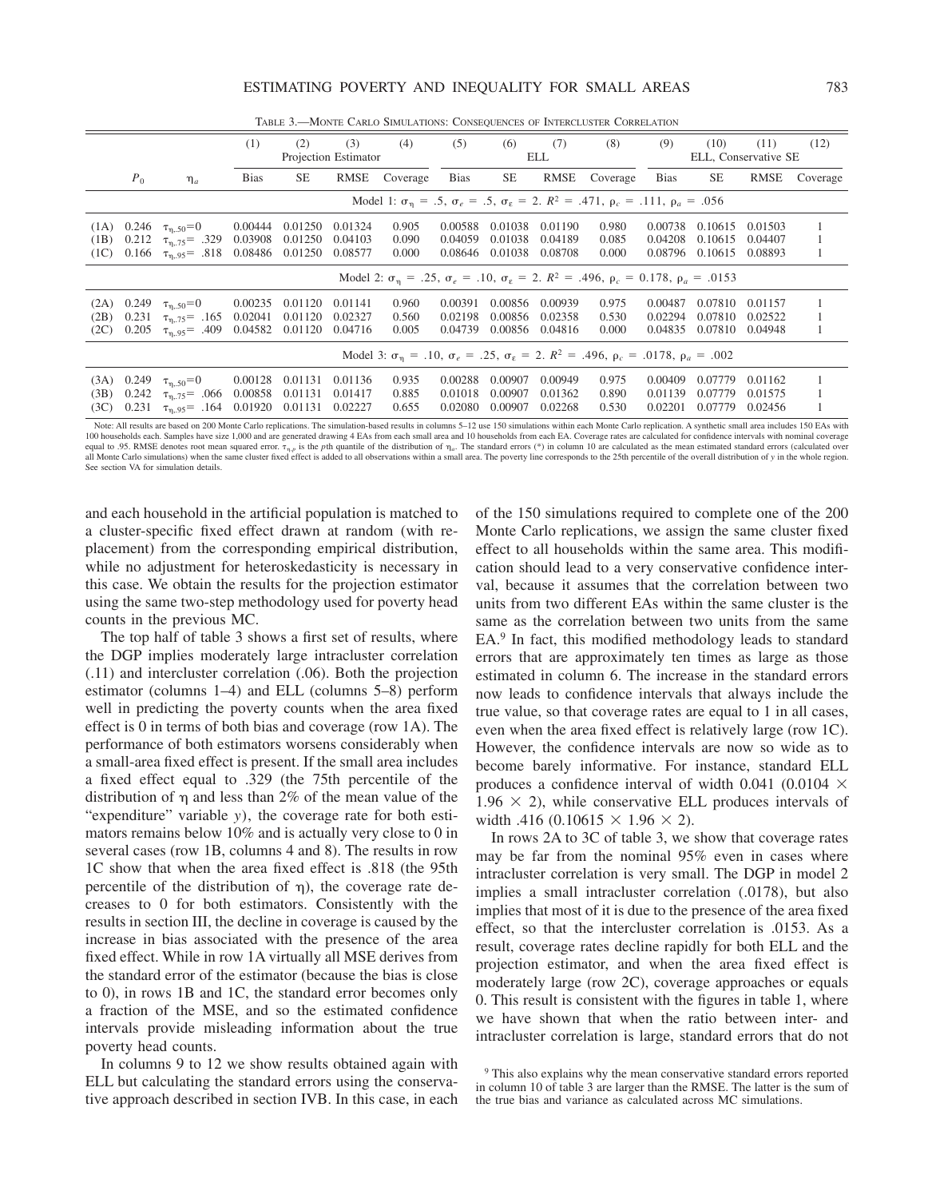TABLE 3.—MONTE CARLO SIMULATIONS: CONSEQUENCES OF INTERCLUSTER CORRELATION

| | | | (1) | (2) | (3) | (4) | (5) | (6) | (7) | (8) | (9) | (10) | (11) | (12) |
|---|---|---|---|---|---|---|---|---|---|---|---|---|---|---|
| | | | Projection Estimator | | | | ELL | | | | ELL, Conservative SE | | | |
| | $P_0$ | $\eta_a$ | Bias | SE | RMSE | Coverage | Bias | SE | RMSE | Coverage | Bias | SE | RMSE | Coverage |
| | | | Model 1: $\sigma_\eta$ = .5, $\sigma_e$ = .5, $\sigma_\varepsilon$ = 2. $R^2$ = .471, $\rho_c$ = .111, $\rho_a$ = .056 | | | | | | | | | | | |
| (1A) | 0.246 | $\tau_{\eta,.50}$=0 | 0.00444 | 0.01250 | 0.01324 | 0.905 | 0.00588 | 0.01038 | 0.01190 | 0.980 | 0.00738 | 0.10615 | 0.01503 | 1 |
| (1B) | 0.212 | $\tau_{\eta,.75}$= .329 | 0.03908 | 0.01250 | 0.04103 | 0.090 | 0.04059 | 0.01038 | 0.04189 | 0.085 | 0.04208 | 0.10615 | 0.04407 | 1 |
| (1C) | 0.166 | $\tau_{\eta,.95}$= .818 | 0.08486 | 0.01250 | 0.08577 | 0.000 | 0.08646 | 0.01038 | 0.08708 | 0.000 | 0.08796 | 0.10615 | 0.08893 | 1 |
| | | | Model 2: $\sigma_\eta$ = .25, $\sigma_e$ = .10, $\sigma_\varepsilon$ = 2. $R^2$ = .496, $\rho_c$ = 0.178, $\rho_a$ = .0153 | | | | | | | | | | | |
| (2A) | 0.249 | $\tau_{\eta,.50}$=0 | 0.00235 | 0.01120 | 0.01141 | 0.960 | 0.00391 | 0.00856 | 0.00939 | 0.975 | 0.00487 | 0.07810 | 0.01157 | 1 |
| (2B) | 0.231 | $\tau_{\eta,.75}$= .165 | 0.02041 | 0.01120 | 0.02327 | 0.560 | 0.02198 | 0.00856 | 0.02358 | 0.530 | 0.02294 | 0.07810 | 0.02522 | 1 |
| (2C) | 0.205 | $\tau_{\eta,.95}$= .409 | 0.04582 | 0.01120 | 0.04716 | 0.005 | 0.04739 | 0.00856 | 0.04816 | 0.000 | 0.04835 | 0.07810 | 0.04948 | 1 |
| | | | Model 3: $\sigma_\eta$ = .10, $\sigma_e$ = .25, $\sigma_\varepsilon$ = 2. $R^2$ = .496, $\rho_c$ = .0178, $\rho_a$ = .002 | | | | | | | | | | | |
| (3A) | 0.249 | $\tau_{\eta,.50}$=0 | 0.00128 | 0.01131 | 0.01136 | 0.935 | 0.00288 | 0.00907 | 0.00949 | 0.975 | 0.00409 | 0.07779 | 0.01162 | 1 |
| (3B) | 0.242 | $\tau_{\eta,.75}$= .066 | 0.00858 | 0.01131 | 0.01417 | 0.885 | 0.01018 | 0.00907 | 0.01362 | 0.890 | 0.01139 | 0.07779 | 0.01575 | 1 |
| (3C) | 0.231 | $\tau_{\eta,.95}$= .164 | 0.01920 | 0.01131 | 0.02227 | 0.655 | 0.02080 | 0.00907 | 0.02268 | 0.530 | 0.02201 | 0.07779 | 0.02456 | 1 |

Note: All results are based on 200 Monte Carlo replications. The simulation-based results in columns 5–12 use 150 simulations within each Monte Carlo replication. A synthetic small area includes 150 EAs with 100 households each. Samples have size 1,000 and are generated drawing 4 EAs from each small area and 10 households from each EA. Coverage rates are calculated for confidence intervals with nominal coverage equal to .95. RMSE denotes root mean squared error. $\tau_{\eta,p}$ is the $p$th quantile of the distribution of $\eta_a$. The standard errors (*) in column 10 are calculated as the mean estimated standard errors (calculated over all Monte Carlo simulations) when the same cluster fixed effect is added to all observations within a small area. The poverty line corresponds to the 25th percentile of the overall distribution of $y$ in the whole region. See section VA for simulation details.

and each household in the artificial population is matched to a cluster-specific fixed effect drawn at random (with replacement) from the corresponding empirical distribution, while no adjustment for heteroskedasticity is necessary in this case. We obtain the results for the projection estimator using the same two-step methodology used for poverty head counts in the previous MC.

The top half of table 3 shows a first set of results, where the DGP implies moderately large intracluster correlation (.11) and intercluster correlation (.06). Both the projection estimator (columns 1–4) and ELL (columns 5–8) perform well in predicting the poverty counts when the area fixed effect is 0 in terms of both bias and coverage (row 1A). The performance of both estimators worsens considerably when a small-area fixed effect is present. If the small area includes a fixed effect equal to .329 (the 75th percentile of the distribution of $\eta$ and less than 2% of the mean value of the "expenditure" variable $y$), the coverage rate for both estimators remains below 10% and is actually very close to 0 in several cases (row 1B, columns 4 and 8). The results in row 1C show that when the area fixed effect is .818 (the 95th percentile of the distribution of $\eta$), the coverage rate decreases to 0 for both estimators. Consistently with the results in section III, the decline in coverage is caused by the increase in bias associated with the presence of the area fixed effect. While in row 1A virtually all MSE derives from the standard error of the estimator (because the bias is close to 0), in rows 1B and 1C, the standard error becomes only a fraction of the MSE, and so the estimated confidence intervals provide misleading information about the true poverty head counts.

In columns 9 to 12 we show results obtained again with ELL but calculating the standard errors using the conservative approach described in section IVB. In this case, in each of the 150 simulations required to complete one of the 200 Monte Carlo replications, we assign the same cluster fixed effect to all households within the same area. This modification should lead to a very conservative confidence interval, because it assumes that the correlation between two units from two different EAs within the same cluster is the same as the correlation between two units from the same EA.[9] In fact, this modified methodology leads to standard errors that are approximately ten times as large as those estimated in column 6. The increase in the standard errors now leads to confidence intervals that always include the true value, so that coverage rates are equal to 1 in all cases, even when the area fixed effect is relatively large (row 1C). However, the confidence intervals are now so wide as to become barely informative. For instance, standard ELL produces a confidence interval of width 0.041 (0.0104 × 1.96 × 2), while conservative ELL produces intervals of width .416 (0.10615 × 1.96 × 2).

In rows 2A to 3C of table 3, we show that coverage rates may be far from the nominal 95% even in cases where intracluster correlation is very small. The DGP in model 2 implies a small intracluster correlation (.0178), but also implies that most of it is due to the presence of the area fixed effect, so that the intercluster correlation is .0153. As a result, coverage rates decline rapidly for both ELL and the projection estimator, and when the area fixed effect is moderately large (row 2C), coverage approaches or equals 0. This result is consistent with the figures in table 1, where we have shown that when the ratio between inter- and intracluster correlation is large, standard errors that do not

[9] This also explains why the mean conservative standard errors reported in column 10 of table 3 are larger than the RMSE. The latter is the sum of the true bias and variance as calculated across MC simulations.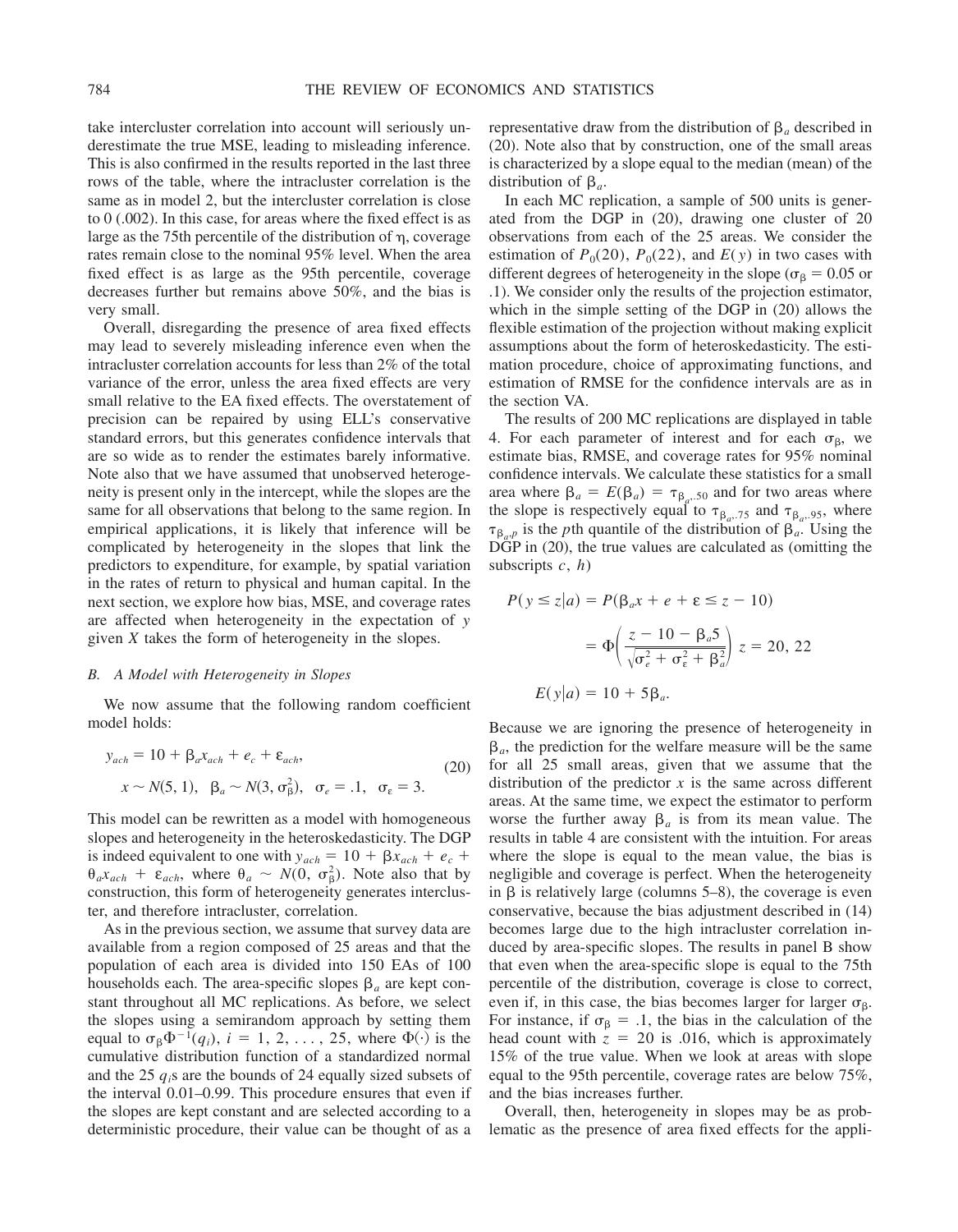take intercluster correlation into account will seriously underestimate the true MSE, leading to misleading inference. This is also confirmed in the results reported in the last three rows of the table, where the intracluster correlation is the same as in model 2, but the intercluster correlation is close to 0 (.002). In this case, for areas where the fixed effect is as large as the 75th percentile of the distribution of $\eta$, coverage rates remain close to the nominal 95% level. When the area fixed effect is as large as the 95th percentile, coverage decreases further but remains above 50%, and the bias is very small.

Overall, disregarding the presence of area fixed effects may lead to severely misleading inference even when the intracluster correlation accounts for less than 2% of the total variance of the error, unless the area fixed effects are very small relative to the EA fixed effects. The overstatement of precision can be repaired by using ELL's conservative standard errors, but this generates confidence intervals that are so wide as to render the estimates barely informative. Note also that we have assumed that unobserved heterogeneity is present only in the intercept, while the slopes are the same for all observations that belong to the same region. In empirical applications, it is likely that inference will be complicated by heterogeneity in the slopes that link the predictors to expenditure, for example, by spatial variation in the rates of return to physical and human capital. In the next section, we explore how bias, MSE, and coverage rates are affected when heterogeneity in the expectation of $y$ given $X$ takes the form of heterogeneity in the slopes.

### B. A Model with Heterogeneity in Slopes

We now assume that the following random coefficient model holds:

$$
\begin{aligned}
y_{ach} &= 10 + \beta_a x_{ach} + e_c + \varepsilon_{ach}, \\
x &\sim N(5, 1), \quad \beta_a \sim N(3, \sigma_\beta^2), \quad \sigma_e = .1, \quad \sigma_\varepsilon = 3.
\end{aligned}
\tag{20}
$$

This model can be rewritten as a model with homogeneous slopes and heterogeneity in the heteroskedasticity. The DGP is indeed equivalent to one with $y_{ach} = 10 + \beta x_{ach} + e_c + \theta_a x_{ach} + \varepsilon_{ach}$, where $\theta_a \sim N(0, \sigma_\beta^2)$. Note also that by construction, this form of heterogeneity generates intercluster, and therefore intracluster, correlation.

As in the previous section, we assume that survey data are available from a region composed of 25 areas and that the population of each area is divided into 150 EAs of 100 households each. The area-specific slopes $\beta_a$ are kept constant throughout all MC replications. As before, we select the slopes using a semirandom approach by setting them equal to $\sigma_\beta \Phi^{-1}(q_i)$, $i = 1, 2, \ldots, 25$, where $\Phi(\cdot)$ is the cumulative distribution function of a standardized normal and the 25 $q_i$s are the bounds of 24 equally sized subsets of the interval 0.01–0.99. This procedure ensures that even if the slopes are kept constant and are selected according to a deterministic procedure, their value can be thought of as a representative draw from the distribution of $\beta_a$ described in (20). Note also that by construction, one of the small areas is characterized by a slope equal to the median (mean) of the distribution of $\beta_a$.

In each MC replication, a sample of 500 units is generated from the DGP in (20), drawing one cluster of 20 observations from each of the 25 areas. We consider the estimation of $P_0(20)$, $P_0(22)$, and $E(y)$ in two cases with different degrees of heterogeneity in the slope ($\sigma_\beta = 0.05$ or .1). We consider only the results of the projection estimator, which in the simple setting of the DGP in (20) allows the flexible estimation of the projection without making explicit assumptions about the form of heteroskedasticity. The estimation procedure, choice of approximating functions, and estimation of RMSE for the confidence intervals are as in the section VA.

The results of 200 MC replications are displayed in table 4. For each parameter of interest and for each $\sigma_\beta$, we estimate bias, RMSE, and coverage rates for 95% nominal confidence intervals. We calculate these statistics for a small area where $\beta_a = E(\beta_a) = \tau_{\beta_a,.50}$ and for two areas where the slope is respectively equal to $\tau_{\beta_a,.75}$ and $\tau_{\beta_a,.95}$, where $\tau_{\beta_a,p}$ is the $p$th quantile of the distribution of $\beta_a$. Using the DGP in (20), the true values are calculated as (omitting the subscripts $c$, $h$)

$$
\begin{aligned}
P(y \leq z|a) &= P(\beta_a x + e + \varepsilon \leq z - 10) \\
&= \Phi\left(\frac{z - 10 - \beta_a 5}{\sqrt{\sigma_e^2 + \sigma_\varepsilon^2 + \beta_a^2}}\right) \; z = 20, 22 \\
E(y|a) &= 10 + 5\beta_a.
\end{aligned}
$$

Because we are ignoring the presence of heterogeneity in $\beta_a$, the prediction for the welfare measure will be the same for all 25 small areas, given that we assume that the distribution of the predictor $x$ is the same across different areas. At the same time, we expect the estimator to perform worse the further away $\beta_a$ is from its mean value. The results in table 4 are consistent with the intuition. For areas where the slope is equal to the mean value, the bias is negligible and coverage is perfect. When the heterogeneity in $\beta$ is relatively large (columns 5–8), the coverage is even conservative, because the bias adjustment described in (14) becomes large due to the high intracluster correlation induced by area-specific slopes. The results in panel B show that even when the area-specific slope is equal to the 75th percentile of the distribution, coverage is close to correct, even if, in this case, the bias becomes larger for larger $\sigma_\beta$. For instance, if $\sigma_\beta = .1$, the bias in the calculation of the head count with $z = 20$ is .016, which is approximately 15% of the true value. When we look at areas with slope equal to the 95th percentile, coverage rates are below 75%, and the bias increases further.

Overall, then, heterogeneity in slopes may be as problematic as the presence of area fixed effects for the appli-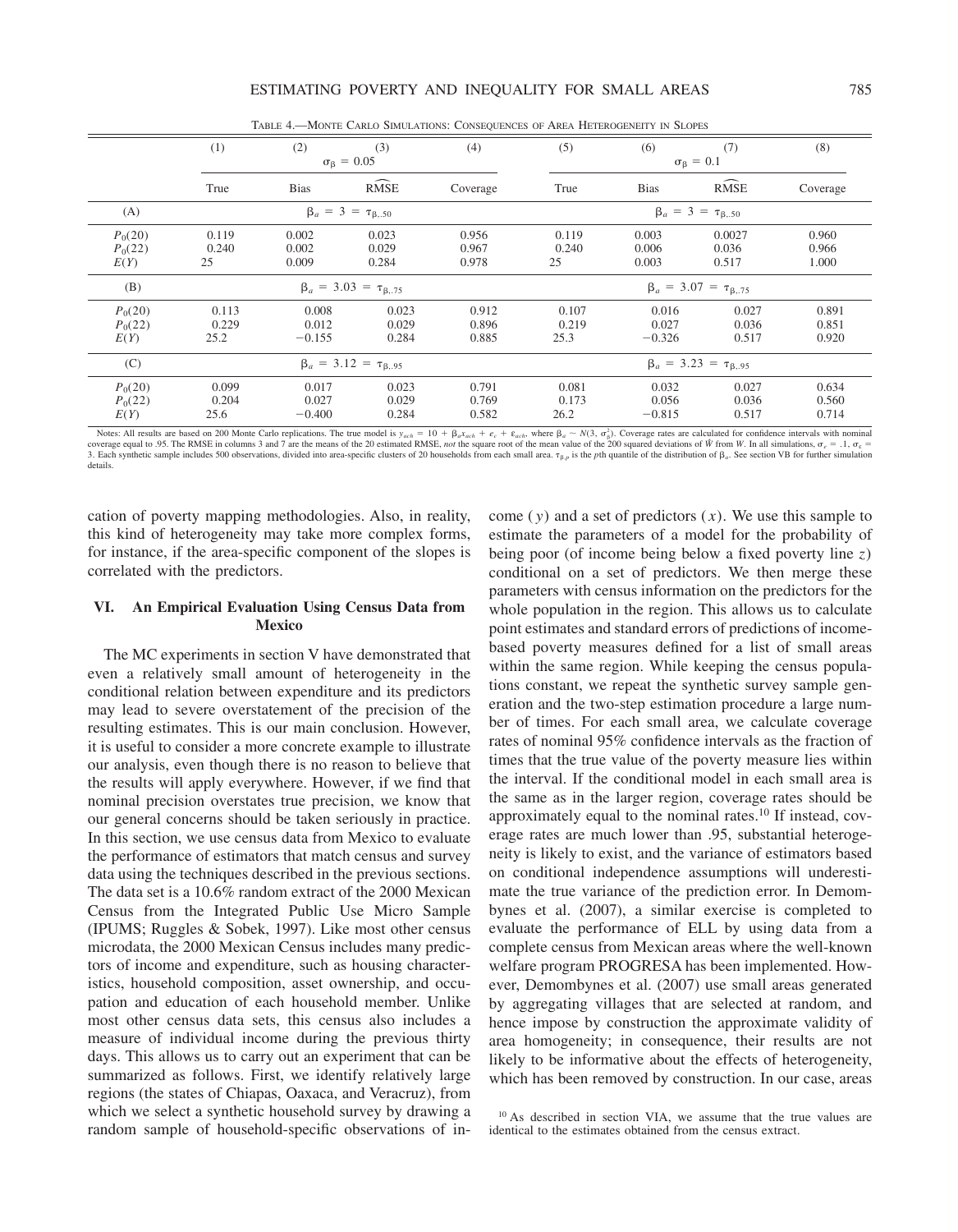TABLE 4.—MONTE CARLO SIMULATIONS: CONSEQUENCES OF AREA HETEROGENEITY IN SLOPES

|  | (1) | (2) | (3) | (4) | (5) | (6) | (7) | (8) |
|---|---|---|---|---|---|---|---|---|
|  |  | $\sigma_\beta = 0.05$ |  |  |  | $\sigma_\beta = 0.1$ |  |  |
|  | True | Bias | $\widehat{\text{RMSE}}$ | Coverage | True | Bias | $\widehat{\text{RMSE}}$ | Coverage |
| (A) | $\beta_a = 3 = \tau_{\beta,.50}$ |  |  |  | $\beta_a = 3 = \tau_{\beta,.50}$ |  |  |  |
| $P_0(20)$ | 0.119 | 0.002 | 0.023 | 0.956 | 0.119 | 0.003 | 0.0027 | 0.960 |
| $P_0(22)$ | 0.240 | 0.002 | 0.029 | 0.967 | 0.240 | 0.006 | 0.036 | 0.966 |
| $E(Y)$ | 25 | 0.009 | 0.284 | 0.978 | 25 | 0.003 | 0.517 | 1.000 |
| (B) | $\beta_a = 3.03 = \tau_{\beta,.75}$ |  |  |  | $\beta_a = 3.07 = \tau_{\beta,.75}$ |  |  |  |
| $P_0(20)$ | 0.113 | 0.008 | 0.023 | 0.912 | 0.107 | 0.016 | 0.027 | 0.891 |
| $P_0(22)$ | 0.229 | 0.012 | 0.029 | 0.896 | 0.219 | 0.027 | 0.036 | 0.851 |
| $E(Y)$ | 25.2 | −0.155 | 0.284 | 0.885 | 25.3 | −0.326 | 0.517 | 0.920 |
| (C) | $\beta_a = 3.12 = \tau_{\beta,.95}$ |  |  |  | $\beta_a = 3.23 = \tau_{\beta,.95}$ |  |  |  |
| $P_0(20)$ | 0.099 | 0.017 | 0.023 | 0.791 | 0.081 | 0.032 | 0.027 | 0.634 |
| $P_0(22)$ | 0.204 | 0.027 | 0.029 | 0.769 | 0.173 | 0.056 | 0.036 | 0.560 |
| $E(Y)$ | 25.6 | −0.400 | 0.284 | 0.582 | 26.2 | −0.815 | 0.517 | 0.714 |

Notes: All results are based on 200 Monte Carlo replications. The true model is $y_{ach} = 10 + \beta_a x_{ach} + e_c + \varepsilon_{ach}$, where $\beta_a \sim N(3, \sigma_\beta^2)$. Coverage rates are calculated for confidence intervals with nominal coverage equal to .95. The RMSE in columns 3 and 7 are the means of the 20 estimated RMSE, *not* the square root of the mean value of the 200 squared deviations of $\hat{W}$ from $W$. In all simulations, $\sigma_e = .1$, $\sigma_\varepsilon = 3$. Each synthetic sample includes 500 observations, divided into area-specific clusters of 20 households from each small area. $\tau_{\beta,p}$ is the $p$th quantile of the distribution of $\beta_a$. See section VB for further simulation details.

cation of poverty mapping methodologies. Also, in reality, this kind of heterogeneity may take more complex forms, for instance, if the area-specific component of the slopes is correlated with the predictors.

## VI. An Empirical Evaluation Using Census Data from Mexico

The MC experiments in section V have demonstrated that even a relatively small amount of heterogeneity in the conditional relation between expenditure and its predictors may lead to severe overstatement of the precision of the resulting estimates. This is our main conclusion. However, it is useful to consider a more concrete example to illustrate our analysis, even though there is no reason to believe that the results will apply everywhere. However, if we find that nominal precision overstates true precision, we know that our general concerns should be taken seriously in practice. In this section, we use census data from Mexico to evaluate the performance of estimators that match census and survey data using the techniques described in the previous sections. The data set is a 10.6% random extract of the 2000 Mexican Census from the Integrated Public Use Micro Sample (IPUMS; Ruggles & Sobek, 1997). Like most other census microdata, the 2000 Mexican Census includes many predictors of income and expenditure, such as housing characteristics, household composition, asset ownership, and occupation and education of each household member. Unlike most other census data sets, this census also includes a measure of individual income during the previous thirty days. This allows us to carry out an experiment that can be summarized as follows. First, we identify relatively large regions (the states of Chiapas, Oaxaca, and Veracruz), from which we select a synthetic household survey by drawing a random sample of household-specific observations of income ($y$) and a set of predictors ($x$). We use this sample to estimate the parameters of a model for the probability of being poor (of income being below a fixed poverty line $z$) conditional on a set of predictors. We then merge these parameters with census information on the predictors for the whole population in the region. This allows us to calculate point estimates and standard errors of predictions of income-based poverty measures defined for a list of small areas within the same region. While keeping the census populations constant, we repeat the synthetic survey sample generation and the two-step estimation procedure a large number of times. For each small area, we calculate coverage rates of nominal 95% confidence intervals as the fraction of times that the true value of the poverty measure lies within the interval. If the conditional model in each small area is the same as in the larger region, coverage rates should be approximately equal to the nominal rates.[10] If instead, coverage rates are much lower than .95, substantial heterogeneity is likely to exist, and the variance of estimators based on conditional independence assumptions will underestimate the true variance of the prediction error. In Demombynes et al. (2007), a similar exercise is completed to evaluate the performance of ELL by using data from a complete census from Mexican areas where the well-known welfare program PROGRESA has been implemented. However, Demombynes et al. (2007) use small areas generated by aggregating villages that are selected at random, and hence impose by construction the approximate validity of area homogeneity; in consequence, their results are not likely to be informative about the effects of heterogeneity, which has been removed by construction. In our case, areas

[10] As described in section VIA, we assume that the true values are identical to the estimates obtained from the census extract.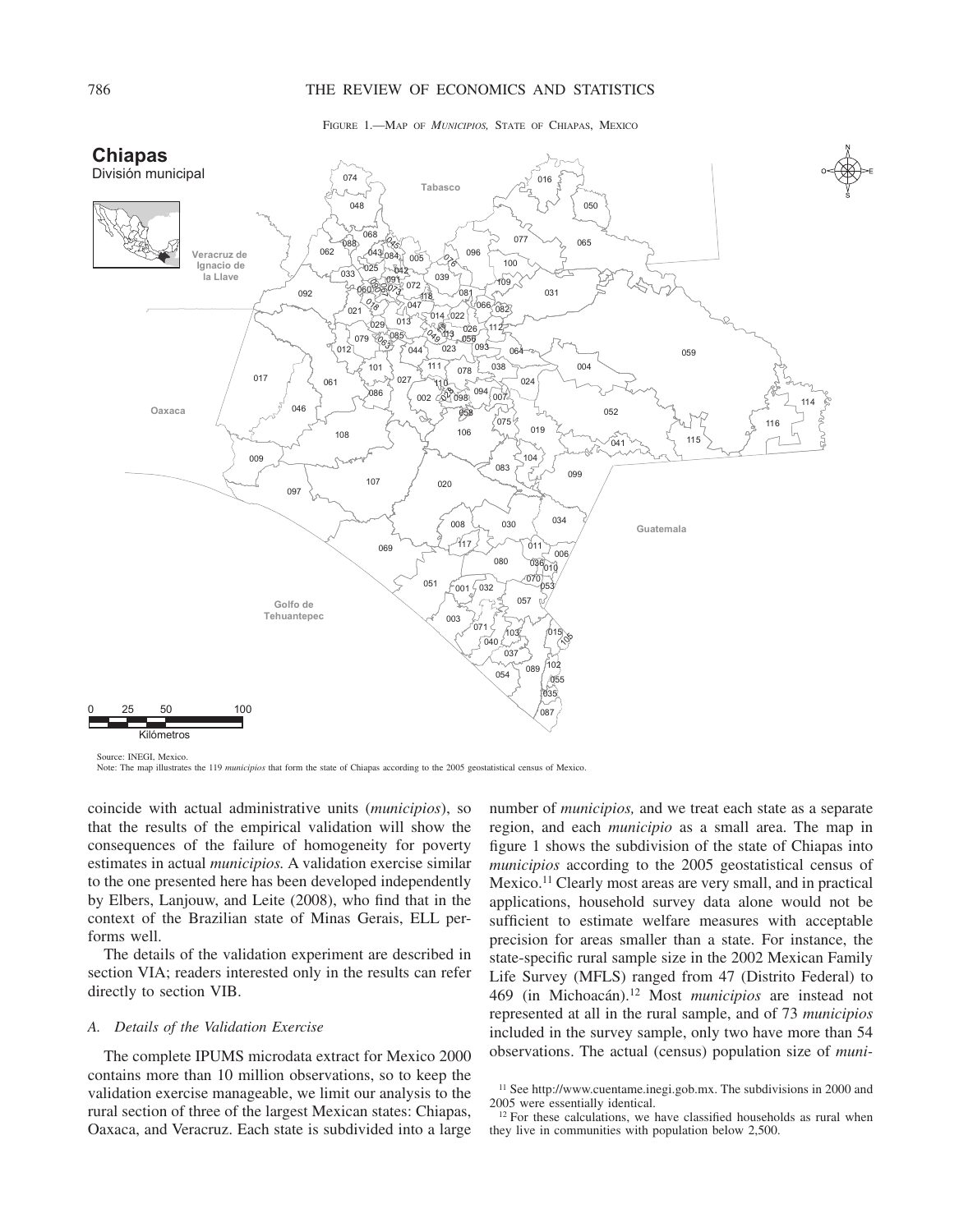FIGURE 1.—MAP OF *MUNICIPIOS,* STATE OF CHIAPAS, MEXICO

Source: INEGI, Mexico.
Note: The map illustrates the 119 *municipios* that form the state of Chiapas according to the 2005 geostatistical census of Mexico.

coincide with actual administrative units (*municipios*), so that the results of the empirical validation will show the consequences of the failure of homogeneity for poverty estimates in actual *municipios.* A validation exercise similar to the one presented here has been developed independently by Elbers, Lanjouw, and Leite (2008), who find that in the context of the Brazilian state of Minas Gerais, ELL performs well.

The details of the validation experiment are described in section VIA; readers interested only in the results can refer directly to section VIB.

### *A. Details of the Validation Exercise*

The complete IPUMS microdata extract for Mexico 2000 contains more than 10 million observations, so to keep the validation exercise manageable, we limit our analysis to the rural section of three of the largest Mexican states: Chiapas, Oaxaca, and Veracruz. Each state is subdivided into a large number of *municipios,* and we treat each state as a separate region, and each *municipio* as a small area. The map in figure 1 shows the subdivision of the state of Chiapas into *municipios* according to the 2005 geostatistical census of Mexico.[11] Clearly most areas are very small, and in practical applications, household survey data alone would not be sufficient to estimate welfare measures with acceptable precision for areas smaller than a state. For instance, the state-specific rural sample size in the 2002 Mexican Family Life Survey (MFLS) ranged from 47 (Distrito Federal) to 469 (in Michoacán).[12] Most *municipios* are instead not represented at all in the rural sample, and of 73 *municipios* included in the survey sample, only two have more than 54 observations. The actual (census) population size of *muni-*

[11] See http://www.cuentame.inegi.gob.mx. The subdivisions in 2000 and 2005 were essentially identical.

[12] For these calculations, we have classified households as rural when they live in communities with population below 2,500.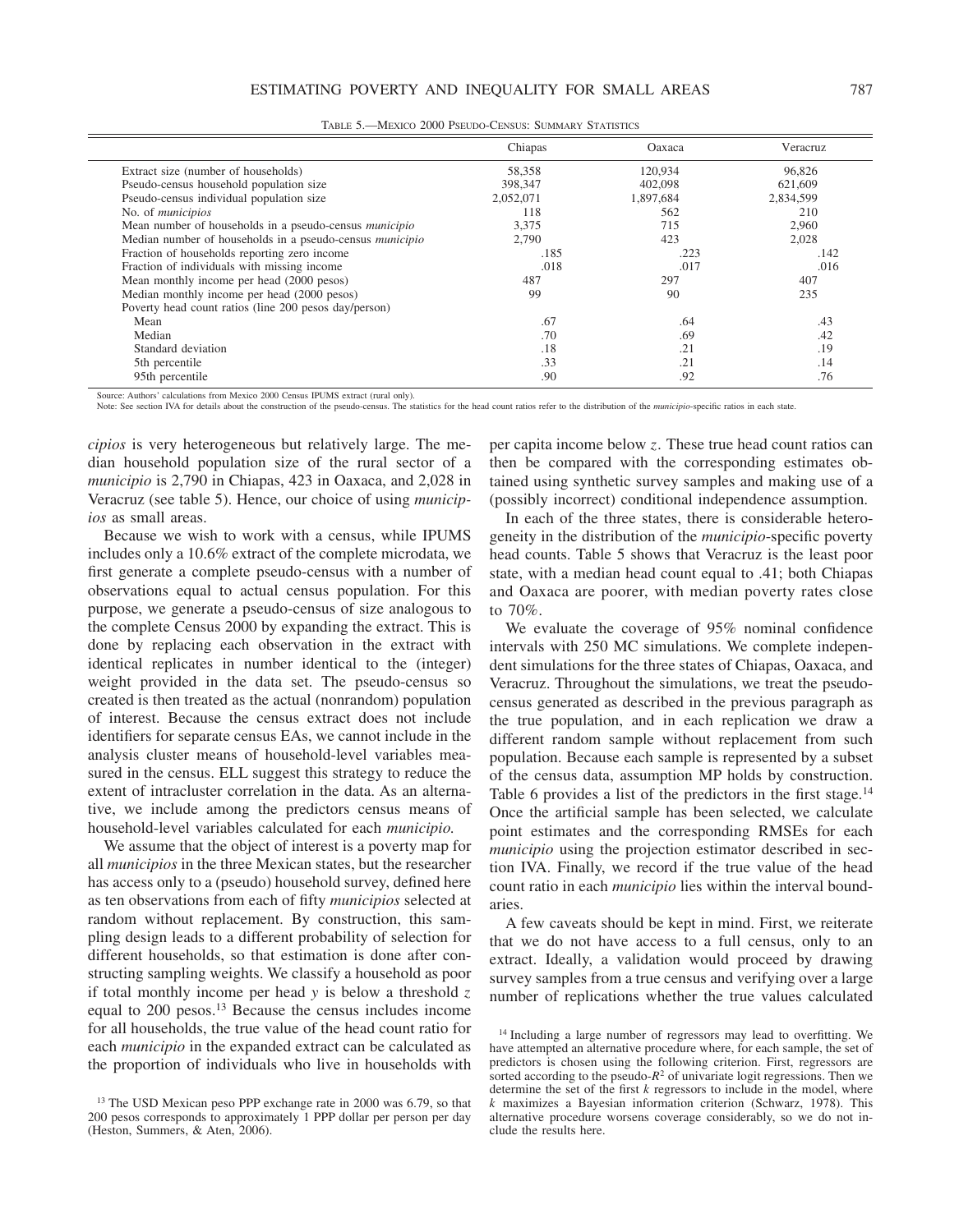TABLE 5.—MEXICO 2000 PSEUDO-CENSUS: SUMMARY STATISTICS

| | Chiapas | Oaxaca | Veracruz |
|---|---|---|---|
| Extract size (number of households) | 58,358 | 120,934 | 96,826 |
| Pseudo-census household population size | 398,347 | 402,098 | 621,609 |
| Pseudo-census individual population size | 2,052,071 | 1,897,684 | 2,834,599 |
| No. of *municipios* | 118 | 562 | 210 |
| Mean number of households in a pseudo-census *municipio* | 3,375 | 715 | 2,960 |
| Median number of households in a pseudo-census *municipio* | 2,790 | 423 | 2,028 |
| Fraction of households reporting zero income | .185 | .223 | .142 |
| Fraction of individuals with missing income | .018 | .017 | .016 |
| Mean monthly income per head (2000 pesos) | 487 | 297 | 407 |
| Median monthly income per head (2000 pesos) | 99 | 90 | 235 |
| Poverty head count ratios (line 200 pesos day/person) | | | |
| Mean | .67 | .64 | .43 |
| Median | .70 | .69 | .42 |
| Standard deviation | .18 | .21 | .19 |
| 5th percentile | .33 | .21 | .14 |
| 95th percentile | .90 | .92 | .76 |

Source: Authors' calculations from Mexico 2000 Census IPUMS extract (rural only).
Note: See section IVA for details about the construction of the pseudo-census. The statistics for the head count ratios refer to the distribution of the *municipio*-specific ratios in each state.

*cipios* is very heterogeneous but relatively large. The median household population size of the rural sector of a *municipio* is 2,790 in Chiapas, 423 in Oaxaca, and 2,028 in Veracruz (see table 5). Hence, our choice of using *municipios* as small areas.

Because we wish to work with a census, while IPUMS includes only a 10.6% extract of the complete microdata, we first generate a complete pseudo-census with a number of observations equal to actual census population. For this purpose, we generate a pseudo-census of size analogous to the complete Census 2000 by expanding the extract. This is done by replacing each observation in the extract with identical replicates in number identical to the (integer) weight provided in the data set. The pseudo-census so created is then treated as the actual (nonrandom) population of interest. Because the census extract does not include identifiers for separate census EAs, we cannot include in the analysis cluster means of household-level variables measured in the census. ELL suggest this strategy to reduce the extent of intracluster correlation in the data. As an alternative, we include among the predictors census means of household-level variables calculated for each *municipio.*

We assume that the object of interest is a poverty map for all *municipios* in the three Mexican states, but the researcher has access only to a (pseudo) household survey, defined here as ten observations from each of fifty *municipios* selected at random without replacement. By construction, this sampling design leads to a different probability of selection for different households, so that estimation is done after constructing sampling weights. We classify a household as poor if total monthly income per head $y$ is below a threshold $z$ equal to 200 pesos.[13] Because the census includes income for all households, the true value of the head count ratio for each *municipio* in the expanded extract can be calculated as the proportion of individuals who live in households with per capita income below $z$. These true head count ratios can then be compared with the corresponding estimates obtained using synthetic survey samples and making use of a (possibly incorrect) conditional independence assumption.

In each of the three states, there is considerable heterogeneity in the distribution of the *municipio*-specific poverty head counts. Table 5 shows that Veracruz is the least poor state, with a median head count equal to .41; both Chiapas and Oaxaca are poorer, with median poverty rates close to 70%.

We evaluate the coverage of 95% nominal confidence intervals with 250 MC simulations. We complete independent simulations for the three states of Chiapas, Oaxaca, and Veracruz. Throughout the simulations, we treat the pseudo-census generated as described in the previous paragraph as the true population, and in each replication we draw a different random sample without replacement from such population. Because each sample is represented by a subset of the census data, assumption MP holds by construction. Table 6 provides a list of the predictors in the first stage.[14] Once the artificial sample has been selected, we calculate point estimates and the corresponding RMSEs for each *municipio* using the projection estimator described in section IVA. Finally, we record if the true value of the head count ratio in each *municipio* lies within the interval boundaries.

A few caveats should be kept in mind. First, we reiterate that we do not have access to a full census, only to an extract. Ideally, a validation would proceed by drawing survey samples from a true census and verifying over a large number of replications whether the true values calculated

[13] The USD Mexican peso PPP exchange rate in 2000 was 6.79, so that 200 pesos corresponds to approximately 1 PPP dollar per person per day (Heston, Summers, & Aten, 2006).

[14] Including a large number of regressors may lead to overfitting. We have attempted an alternative procedure where, for each sample, the set of predictors is chosen using the following criterion. First, regressors are sorted according to the pseudo-$R^2$ of univariate logit regressions. Then we determine the set of the first $k$ regressors to include in the model, where $k$ maximizes a Bayesian information criterion (Schwarz, 1978). This alternative procedure worsens coverage considerably, so we do not include the results here.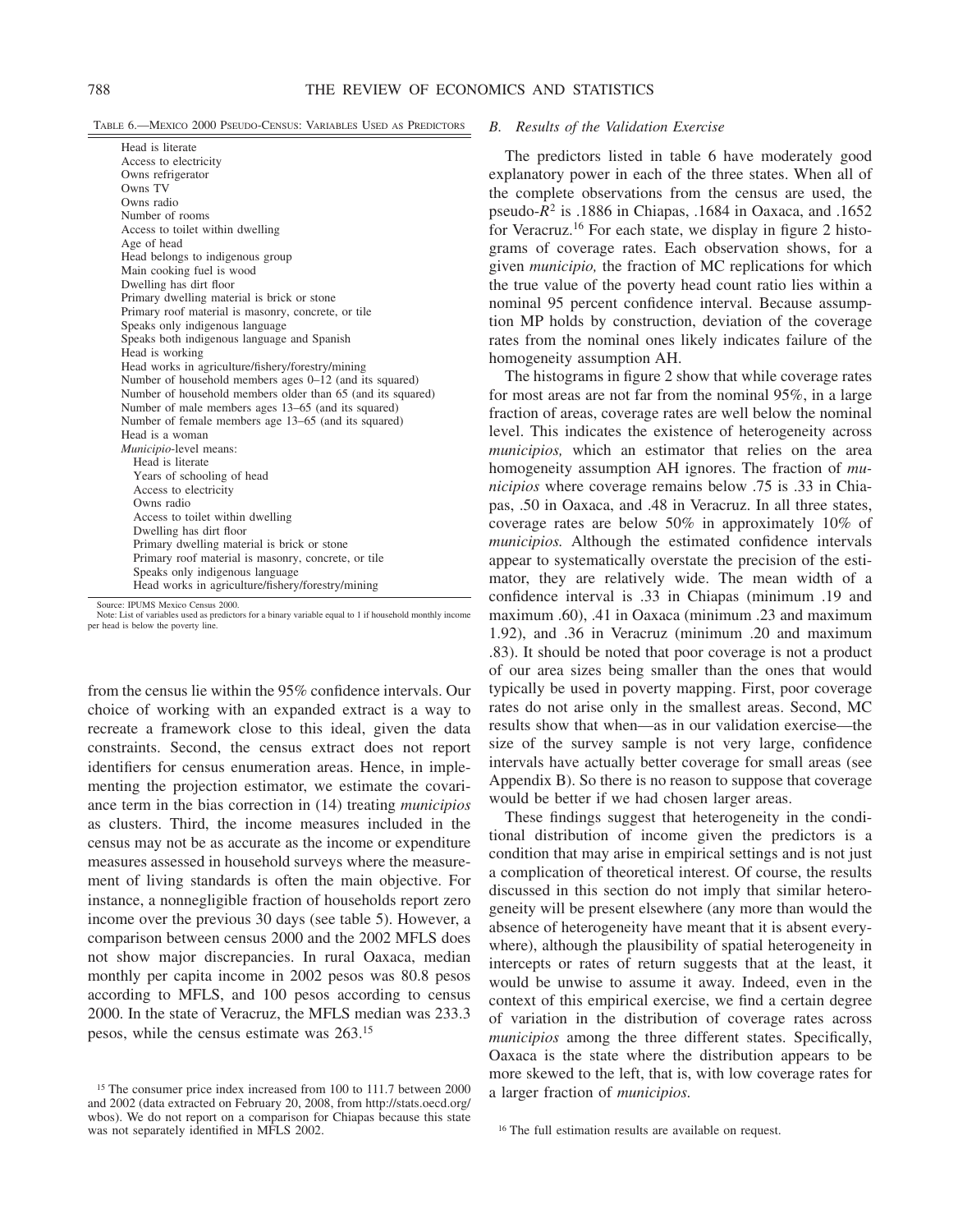TABLE 6.—MEXICO 2000 PSEUDO-CENSUS: VARIABLES USED AS PREDICTORS

| |
|---|
| Head is literate |
| Access to electricity |
| Owns refrigerator |
| Owns TV |
| Owns radio |
| Number of rooms |
| Access to toilet within dwelling |
| Age of head |
| Head belongs to indigenous group |
| Main cooking fuel is wood |
| Dwelling has dirt floor |
| Primary dwelling material is brick or stone |
| Primary roof material is masonry, concrete, or tile |
| Speaks only indigenous language |
| Speaks both indigenous language and Spanish |
| Head is working |
| Head works in agriculture/fishery/forestry/mining |
| Number of household members ages 0–12 (and its squared) |
| Number of household members older than 65 (and its squared) |
| Number of male members ages 13–65 (and its squared) |
| Number of female members age 13–65 (and its squared) |
| Head is a woman |
| *Municipio*-level means: |
| Head is literate |
| Years of schooling of head |
| Access to electricity |
| Owns radio |
| Access to toilet within dwelling |
| Dwelling has dirt floor |
| Primary dwelling material is brick or stone |
| Primary roof material is masonry, concrete, or tile |
| Speaks only indigenous language |
| Head works in agriculture/fishery/forestry/mining |

Source: IPUMS Mexico Census 2000.
Note: List of variables used as predictors for a binary variable equal to 1 if household monthly income per head is below the poverty line.

from the census lie within the 95% confidence intervals. Our choice of working with an expanded extract is a way to recreate a framework close to this ideal, given the data constraints. Second, the census extract does not report identifiers for census enumeration areas. Hence, in implementing the projection estimator, we estimate the covariance term in the bias correction in (14) treating *municipios* as clusters. Third, the income measures included in the census may not be as accurate as the income or expenditure measures assessed in household surveys where the measurement of living standards is often the main objective. For instance, a nonnegligible fraction of households report zero income over the previous 30 days (see table 5). However, a comparison between census 2000 and the 2002 MFLS does not show major discrepancies. In rural Oaxaca, median monthly per capita income in 2002 pesos was 80.8 pesos according to MFLS, and 100 pesos according to census 2000. In the state of Veracruz, the MFLS median was 233.3 pesos, while the census estimate was 263.[15]

### B. Results of the Validation Exercise

The predictors listed in table 6 have moderately good explanatory power in each of the three states. When all of the complete observations from the census are used, the pseudo-$R^2$ is .1886 in Chiapas, .1684 in Oaxaca, and .1652 for Veracruz.[16] For each state, we display in figure 2 histograms of coverage rates. Each observation shows, for a given *municipio,* the fraction of MC replications for which the true value of the poverty head count ratio lies within a nominal 95 percent confidence interval. Because assumption MP holds by construction, deviation of the coverage rates from the nominal ones likely indicates failure of the homogeneity assumption AH.

The histograms in figure 2 show that while coverage rates for most areas are not far from the nominal 95%, in a large fraction of areas, coverage rates are well below the nominal level. This indicates the existence of heterogeneity across *municipios,* which an estimator that relies on the area homogeneity assumption AH ignores. The fraction of *municipios* where coverage remains below .75 is .33 in Chiapas, .50 in Oaxaca, and .48 in Veracruz. In all three states, coverage rates are below 50% in approximately 10% of *municipios.* Although the estimated confidence intervals appear to systematically overstate the precision of the estimator, they are relatively wide. The mean width of a confidence interval is .33 in Chiapas (minimum .19 and maximum .60), .41 in Oaxaca (minimum .23 and maximum 1.92), and .36 in Veracruz (minimum .20 and maximum .83). It should be noted that poor coverage is not a product of our area sizes being smaller than the ones that would typically be used in poverty mapping. First, poor coverage rates do not arise only in the smallest areas. Second, MC results show that when—as in our validation exercise—the size of the survey sample is not very large, confidence intervals have actually better coverage for small areas (see Appendix B). So there is no reason to suppose that coverage would be better if we had chosen larger areas.

These findings suggest that heterogeneity in the conditional distribution of income given the predictors is a condition that may arise in empirical settings and is not just a complication of theoretical interest. Of course, the results discussed in this section do not imply that similar heterogeneity will be present elsewhere (any more than would the absence of heterogeneity have meant that it is absent everywhere), although the plausibility of spatial heterogeneity in intercepts or rates of return suggests that at the least, it would be unwise to assume it away. Indeed, even in the context of this empirical exercise, we find a certain degree of variation in the distribution of coverage rates across *municipios* among the three different states. Specifically, Oaxaca is the state where the distribution appears to be more skewed to the left, that is, with low coverage rates for a larger fraction of *municipios.*

[15] The consumer price index increased from 100 to 111.7 between 2000 and 2002 (data extracted on February 20, 2008, from http://stats.oecd.org/wbos). We do not report on a comparison for Chiapas because this state was not separately identified in MFLS 2002.

[16] The full estimation results are available on request.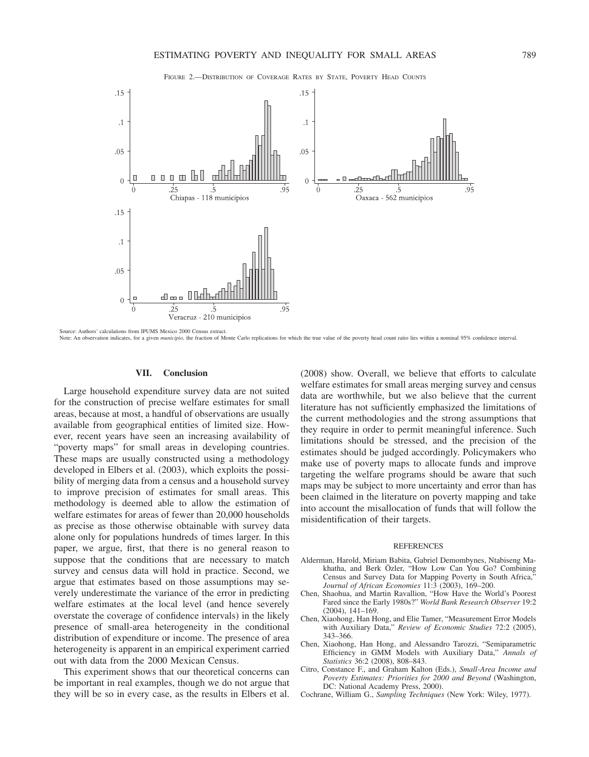FIGURE 2.—DISTRIBUTION OF COVERAGE RATES BY STATE, POVERTY HEAD COUNTS

Source: Authors' calculations from IPUMS Mexico 2000 Census extract.

Note: An observation indicates, for a given *municipio*, the fraction of Monte Carlo replications for which the true value of the poverty head count ratio lies within a nominal 95% confidence interval.

## VII. Conclusion

Large household expenditure survey data are not suited for the construction of precise welfare estimates for small areas, because at most, a handful of observations are usually available from geographical entities of limited size. However, recent years have seen an increasing availability of "poverty maps" for small areas in developing countries. These maps are usually constructed using a methodology developed in Elbers et al. (2003), which exploits the possibility of merging data from a census and a household survey to improve precision of estimates for small areas. This methodology is deemed able to allow the estimation of welfare estimates for areas of fewer than 20,000 households as precise as those otherwise obtainable with survey data alone only for populations hundreds of times larger. In this paper, we argue, first, that there is no general reason to suppose that the conditions that are necessary to match survey and census data will hold in practice. Second, we argue that estimates based on those assumptions may severely underestimate the variance of the error in predicting welfare estimates at the local level (and hence severely overstate the coverage of confidence intervals) in the likely presence of small-area heterogeneity in the conditional distribution of expenditure or income. The presence of area heterogeneity is apparent in an empirical experiment carried out with data from the 2000 Mexican Census.

This experiment shows that our theoretical concerns can be important in real examples, though we do not argue that they will be so in every case, as the results in Elbers et al. (2008) show. Overall, we believe that efforts to calculate welfare estimates for small areas merging survey and census data are worthwhile, but we also believe that the current literature has not sufficiently emphasized the limitations of the current methodologies and the strong assumptions that they require in order to permit meaningful inference. Such limitations should be stressed, and the precision of the estimates should be judged accordingly. Policymakers who make use of poverty maps to allocate funds and improve targeting the welfare programs should be aware that such maps may be subject to more uncertainty and error than has been claimed in the literature on poverty mapping and take into account the misallocation of funds that will follow the misidentification of their targets.

### REFERENCES

Alderman, Harold, Miriam Babita, Gabriel Demombynes, Ntabiseng Makhatha, and Berk Özler, "How Low Can You Go? Combining Census and Survey Data for Mapping Poverty in South Africa," *Journal of African Economies* 11:3 (2003), 169–200.

Chen, Shaohua, and Martin Ravallion, "How Have the World's Poorest Fared since the Early 1980s?" *World Bank Research Observer* 19:2 (2004), 141–169.

Chen, Xiaohong, Han Hong, and Elie Tamer, "Measurement Error Models with Auxiliary Data," *Review of Economic Studies* 72:2 (2005), 343–366.

Chen, Xiaohong, Han Hong, and Alessandro Tarozzi, "Semiparametric Efficiency in GMM Models with Auxiliary Data," *Annals of Statistics* 36:2 (2008), 808–843.

Citro, Constance F., and Graham Kalton (Eds.), *Small-Area Income and Poverty Estimates: Priorities for 2000 and Beyond* (Washington, DC: National Academy Press, 2000).

Cochrane, William G., *Sampling Techniques* (New York: Wiley, 1977).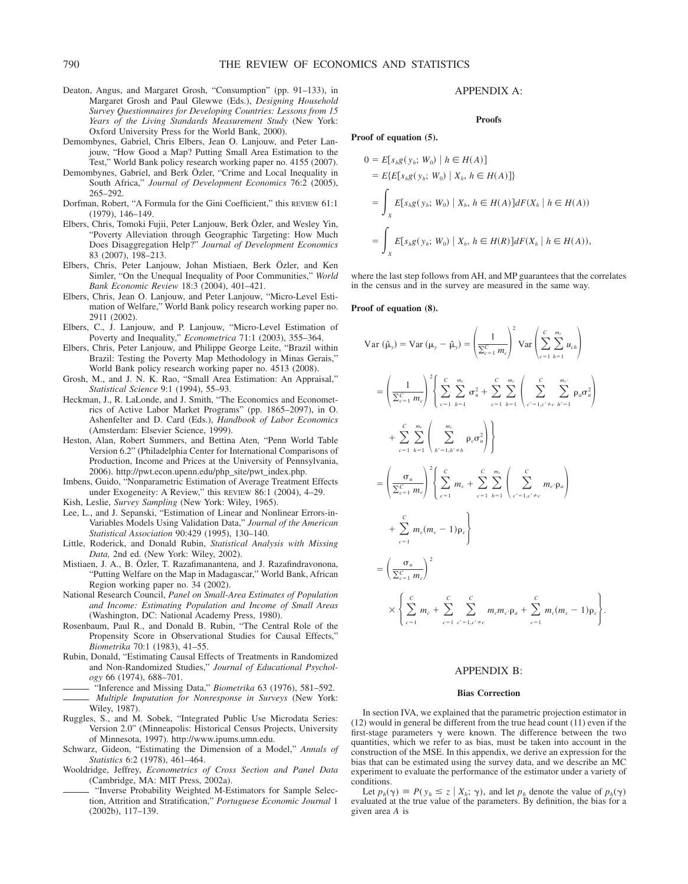- Deaton, Angus, and Margaret Grosh, "Consumption" (pp. 91–133), in Margaret Grosh and Paul Glewwe (Eds.), *Designing Household Survey Questionnaires for Developing Countries: Lessons from 15 Years of the Living Standards Measurement Study* (New York: Oxford University Press for the World Bank, 2000).
- Demombynes, Gabriel, Chris Elbers, Jean O. Lanjouw, and Peter Lanjouw, "How Good a Map? Putting Small Area Estimation to the Test," World Bank policy research working paper no. 4155 (2007).
- Demombynes, Gabriel, and Berk Özler, "Crime and Local Inequality in South Africa," *Journal of Development Economics* 76:2 (2005), 265–292.
- Dorfman, Robert, "A Formula for the Gini Coefficient," this REVIEW 61:1 (1979), 146–149.
- Elbers, Chris, Tomoki Fujii, Peter Lanjouw, Berk Özler, and Wesley Yin, "Poverty Alleviation through Geographic Targeting: How Much Does Disaggregation Help?" *Journal of Development Economics* 83 (2007), 198–213.
- Elbers, Chris, Peter Lanjouw, Johan Mistiaen, Berk Özler, and Ken Simler, "On the Unequal Inequality of Poor Communities," *World Bank Economic Review* 18:3 (2004), 401–421.
- Elbers, Chris, Jean O. Lanjouw, and Peter Lanjouw, "Micro-Level Estimation of Welfare," World Bank policy research working paper no. 2911 (2002).
- Elbers, C., J. Lanjouw, and P. Lanjouw, "Micro-Level Estimation of Poverty and Inequality," *Econometrica* 71:1 (2003), 355–364.
- Elbers, Chris, Peter Lanjouw, and Philippe George Leite, "Brazil within Brazil: Testing the Poverty Map Methodology in Minas Gerais," World Bank policy research working paper no. 4513 (2008).
- Grosh, M., and J. N. K. Rao, "Small Area Estimation: An Appraisal," *Statistical Science* 9:1 (1994), 55–93.
- Heckman, J., R. LaLonde, and J. Smith, "The Economics and Econometrics of Active Labor Market Programs" (pp. 1865–2097), in O. Ashenfelter and D. Card (Eds.), *Handbook of Labor Economics* (Amsterdam: Elsevier Science, 1999).
- Heston, Alan, Robert Summers, and Bettina Aten, "Penn World Table Version 6.2" (Philadelphia Center for International Comparisons of Production, Income and Prices at the University of Pennsylvania, 2006). http://pwt.econ.upenn.edu/php_site/pwt_index.php.
- Imbens, Guido, "Nonparametric Estimation of Average Treatment Effects under Exogeneity: A Review," this REVIEW 86:1 (2004), 4–29.
- Kish, Leslie, *Survey Sampling* (New York: Wiley, 1965).
- Lee, L., and J. Sepanski, "Estimation of Linear and Nonlinear Errors-in-Variables Models Using Validation Data," *Journal of the American Statistical Association* 90:429 (1995), 130–140.
- Little, Roderick, and Donald Rubin, *Statistical Analysis with Missing Data,* 2nd ed. (New York: Wiley, 2002).
- Mistiaen, J. A., B. Özler, T. Razafimanantena, and J. Razafindravonona, "Putting Welfare on the Map in Madagascar," World Bank, African Region working paper no. 34 (2002).
- National Research Council, *Panel on Small-Area Estimates of Population and Income: Estimating Population and Income of Small Areas* (Washington, DC: National Academy Press, 1980).
- Rosenbaum, Paul R., and Donald B. Rubin, "The Central Role of the Propensity Score in Observational Studies for Causal Effects," *Biometrika* 70:1 (1983), 41–55.
- Rubin, Donald, "Estimating Causal Effects of Treatments in Randomized and Non-Randomized Studies," *Journal of Educational Psychology* 66 (1974), 688–701.
- ——— "Inference and Missing Data," *Biometrika* 63 (1976), 581–592.
- ——— *Multiple Imputation for Nonresponse in Surveys* (New York: Wiley, 1987).
- Ruggles, S., and M. Sobek, "Integrated Public Use Microdata Series: Version 2.0" (Minneapolis: Historical Census Projects, University of Minnesota, 1997). http://www.ipums.umn.edu.
- Schwarz, Gideon, "Estimating the Dimension of a Model," *Annals of Statistics* 6:2 (1978), 461–464.
- Wooldridge, Jeffrey, *Econometrics of Cross Section and Panel Data* (Cambridge, MA: MIT Press, 2002a).
- ——— "Inverse Probability Weighted M-Estimators for Sample Selection, Attrition and Stratification," *Portuguese Economic Journal* 1 (2002b), 117–139.

## APPENDIX A:

### Proofs

**Proof of equation (5).**

$$
\begin{aligned}
0 &= E[s_h g(y_h; W_0) \mid h \in H(A)] \\
&= E\{E[s_h g(y_h; W_0) \mid X_h, h \in H(A)]\} \\
&= \int_X E[s_h g(y_h; W_0) \mid X_h, h \in H(A)] dF(X_h \mid h \in H(A)) \\
&= \int_X E[s_h g(y_h; W_0) \mid X_h, h \in H(R)] dF(X_h \mid h \in H(A)),
\end{aligned}
$$

where the last step follows from AH, and MP guarantees that the correlates in the census and in the survey are measured in the same way.

**Proof of equation (8).**

$$
\begin{aligned}
\mathrm{Var}(\hat{\mu}_y) &= \mathrm{Var}(\mu_y - \hat{\mu}_y) = \left(\frac{1}{\sum_{c=1}^{C} m_c}\right)^2 \mathrm{Var}\left(\sum_{c=1}^{C}\sum_{h=1}^{m_c} u_{ch}\right) \\
&= \left(\frac{1}{\sum_{c=1}^{C} m_c}\right)^2 \left\{\sum_{c=1}^{C}\sum_{h=1}^{m_c} \sigma_u^2 + \sum_{c=1}^{C}\sum_{h=1}^{m_c}\left(\sum_{c'=1,c'\neq c}^{C}\sum_{h'=1}^{m_{c'}} \rho_a \sigma_u^2\right)\right. \\
&\quad \left. + \sum_{c=1}^{C}\sum_{h=1}^{m_c}\left(\sum_{h'=1,h'\neq h}^{m_c} \rho_c \sigma_u^2\right)\right\} \\
&= \left(\frac{\sigma_u}{\sum_{c=1}^{C} m_c}\right)^2 \left\{\sum_{c=1}^{C} m_c + \sum_{c=1}^{C}\sum_{h=1}^{m_c}\left(\sum_{c'=1,c'\neq c}^{C} m_{c'}\rho_a\right)\right. \\
&\quad \left. + \sum_{c=1}^{C} m_c(m_c - 1)\rho_c\right\} \\
&= \left(\frac{\sigma_u}{\sum_{c=1}^{C} m_c}\right)^2 \\
&\quad \times \left\{\sum_{c=1}^{C} m_c + \sum_{c=1}^{C}\sum_{c'=1,c'\neq c}^{C} m_c m_{c'}\rho_a + \sum_{c=1}^{C} m_c(m_c - 1)\rho_c\right\}.
\end{aligned}
$$

## APPENDIX B:

### Bias Correction

In section IVA, we explained that the parametric projection estimator in (12) would in general be different from the true head count (11) even if the first-stage parameters $\gamma$ were known. The difference between the two quantities, which we refer to as bias, must be taken into account in the construction of the MSE. In this appendix, we derive an expression for the bias that can be estimated using the survey data, and we describe an MC experiment to evaluate the performance of the estimator under a variety of conditions.

Let $p_h(\gamma) \equiv P(y_h \leq z \mid X_h; \gamma)$, and let $p_h$ denote the value of $p_h(\gamma)$ evaluated at the true value of the parameters. By definition, the bias for a given area $A$ is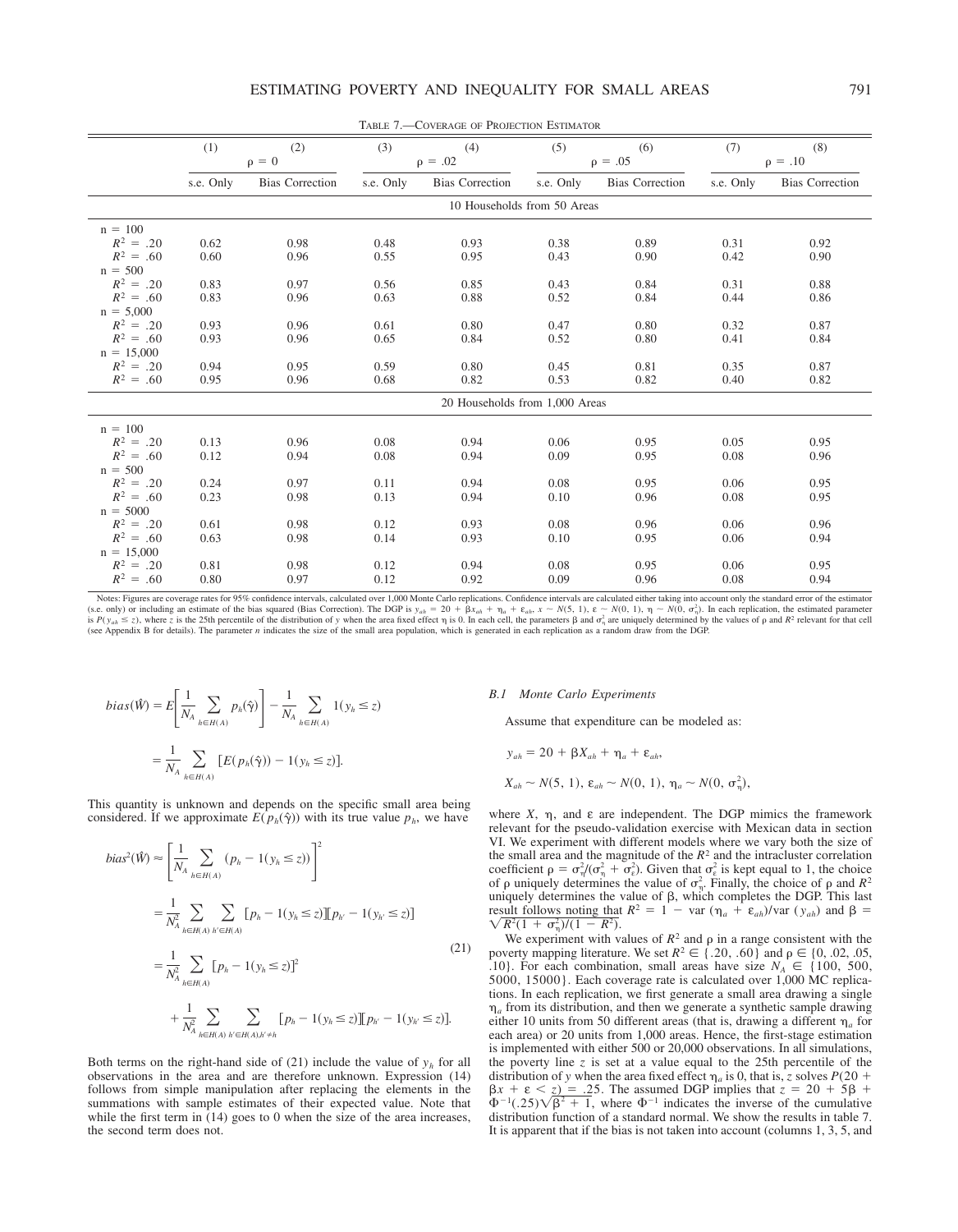TABLE 7.—COVERAGE OF PROJECTION ESTIMATOR

| | (1) | (2) | (3) | (4) | (5) | (6) | (7) | (8) |
|---|---|---|---|---|---|---|---|---|
| | $\rho = 0$ | | $\rho = .02$ | | $\rho = .05$ | | $\rho = .10$ | |
| | s.e. Only | Bias Correction | s.e. Only | Bias Correction | s.e. Only | Bias Correction | s.e. Only | Bias Correction |
| | | | | 10 Households from 50 Areas | | | | |
| $n = 100$ | | | | | | | | |
| $R^2 = .20$ | 0.62 | 0.98 | 0.48 | 0.93 | 0.38 | 0.89 | 0.31 | 0.92 |
| $R^2 = .60$ | 0.60 | 0.96 | 0.55 | 0.95 | 0.43 | 0.90 | 0.42 | 0.90 |
| $n = 500$ | | | | | | | | |
| $R^2 = .20$ | 0.83 | 0.97 | 0.56 | 0.85 | 0.43 | 0.84 | 0.31 | 0.88 |
| $R^2 = .60$ | 0.83 | 0.96 | 0.63 | 0.88 | 0.52 | 0.84 | 0.44 | 0.86 |
| $n = 5{,}000$ | | | | | | | | |
| $R^2 = .20$ | 0.93 | 0.96 | 0.61 | 0.80 | 0.47 | 0.80 | 0.32 | 0.87 |
| $R^2 = .60$ | 0.93 | 0.96 | 0.65 | 0.84 | 0.52 | 0.80 | 0.41 | 0.84 |
| $n = 15{,}000$ | | | | | | | | |
| $R^2 = .20$ | 0.94 | 0.95 | 0.59 | 0.80 | 0.45 | 0.81 | 0.35 | 0.87 |
| $R^2 = .60$ | 0.95 | 0.96 | 0.68 | 0.82 | 0.53 | 0.82 | 0.40 | 0.82 |
| | | | | 20 Households from 1,000 Areas | | | | |
| $n = 100$ | | | | | | | | |
| $R^2 = .20$ | 0.13 | 0.96 | 0.08 | 0.94 | 0.06 | 0.95 | 0.05 | 0.95 |
| $R^2 = .60$ | 0.12 | 0.94 | 0.08 | 0.94 | 0.09 | 0.95 | 0.08 | 0.96 |
| $n = 500$ | | | | | | | | |
| $R^2 = .20$ | 0.24 | 0.97 | 0.11 | 0.94 | 0.08 | 0.95 | 0.06 | 0.95 |
| $R^2 = .60$ | 0.23 | 0.98 | 0.13 | 0.94 | 0.10 | 0.96 | 0.08 | 0.95 |
| $n = 5000$ | | | | | | | | |
| $R^2 = .20$ | 0.61 | 0.98 | 0.12 | 0.93 | 0.08 | 0.96 | 0.06 | 0.96 |
| $R^2 = .60$ | 0.63 | 0.98 | 0.14 | 0.93 | 0.10 | 0.95 | 0.06 | 0.94 |
| $n = 15{,}000$ | | | | | | | | |
| $R^2 = .20$ | 0.81 | 0.98 | 0.12 | 0.94 | 0.08 | 0.95 | 0.06 | 0.95 |
| $R^2 = .60$ | 0.80 | 0.97 | 0.12 | 0.92 | 0.09 | 0.96 | 0.08 | 0.94 |

Notes: Figures are coverage rates for 95% confidence intervals, calculated over 1,000 Monte Carlo replications. Confidence intervals are calculated either taking into account only the standard error of the estimator (s.e. only) or including an estimate of the bias squared (Bias Correction). The DGP is $y_{ah} = 20 + \beta x_{ah} + \eta_a + \varepsilon_{ah}$, $x \sim N(5, 1)$, $\varepsilon \sim N(0, 1)$, $\eta \sim N(0, \sigma^2_\eta)$. In each replication, the estimated parameter is $P(y_{ah} \le z)$, where $z$ is the 25th percentile of the distribution of $y$ when the area fixed effect $\eta$ is 0. In each cell, the parameters $\beta$ and $\sigma^2_\eta$ are uniquely determined by the values of $\rho$ and $R^2$ relevant for that cell (see Appendix B for details). The parameter $n$ indicates the size of the small area population, which is generated in each replication as a random draw from the DGP.

$$bias(\hat{W}) = E\left[\frac{1}{N_A}\sum_{h\in H(A)} p_h(\hat{\gamma})\right] - \frac{1}{N_A}\sum_{h\in H(A)} 1(y_h \le z)$$

$$= \frac{1}{N_A}\sum_{h\in H(A)} [E(p_h(\hat{\gamma})) - 1(y_h \le z)].$$

This quantity is unknown and depends on the specific small area being considered. If we approximate $E(p_h(\hat{\gamma}))$ with its true value $p_h$, we have

$$\begin{aligned}
bias^2(\hat{W}) &\approx \left[\frac{1}{N_A}\sum_{h\in H(A)} (p_h - 1(y_h \le z))\right]^2 \\
&= \frac{1}{N_A^2}\sum_{h\in H(A)}\sum_{h'\in H(A)} [p_h - 1(y_h \le z)][p_{h'} - 1(y_{h'} \le z)] \\
&= \frac{1}{N_A^2}\sum_{h\in H(A)} [p_h - 1(y_h \le z)]^2 \\
&\quad + \frac{1}{N_A^2}\sum_{h\in H(A)}\sum_{h'\in H(A), h'\ne h} [p_h - 1(y_h \le z)][p_{h'} - 1(y_{h'} \le z)].
\end{aligned} \tag{21}$$

Both terms on the right-hand side of (21) include the value of $y_h$ for all observations in the area and are therefore unknown. Expression (14) follows from simple manipulation after replacing the elements in the summations with sample estimates of their expected value. Note that while the first term in (14) goes to 0 when the size of the area increases, the second term does not.

### B.1 Monte Carlo Experiments

Assume that expenditure can be modeled as:

$$y_{ah} = 20 + \beta X_{ah} + \eta_a + \varepsilon_{ah},$$

$$X_{ah} \sim N(5, 1),\ \varepsilon_{ah} \sim N(0, 1),\ \eta_a \sim N(0, \sigma^2_\eta),$$

where $X$, $\eta$, and $\varepsilon$ are independent. The DGP mimics the framework relevant for the pseudo-validation exercise with Mexican data in section VI. We experiment with different models where we vary both the size of the small area and the magnitude of the $R^2$ and the intracluster correlation coefficient $\rho = \sigma^2_\eta/(\sigma^2_\eta + \sigma^2_\varepsilon)$. Given that $\sigma^2_\varepsilon$ is kept equal to 1, the choice of $\rho$ uniquely determines the value of $\sigma^2_\eta$. Finally, the choice of $\rho$ and $R^2$ uniquely determines the value of $\beta$, which completes the DGP. This last result follows noting that $R^2 = 1 - \text{var}(\eta_a + \varepsilon_{ah})/\text{var}(y_{ah})$ and $\beta = \sqrt{R^2(1 + \sigma^2_\eta)/(1 - R^2)}$.

We experiment with values of $R^2$ and $\rho$ in a range consistent with the poverty mapping literature. We set $R^2 \in \{.20, .60\}$ and $\rho \in \{0, .02, .05, .10\}$. For each combination, small areas have size $N_A \in \{100, 500, 5000, 15000\}$. Each coverage rate is calculated over 1,000 MC replications. In each replication, we first generate a small area drawing a single $\eta_a$ from its distribution, and then we generate a synthetic sample drawing either 10 units from 50 different areas (that is, drawing a different $\eta_a$ for each area) or 20 units from 1,000 areas. Hence, the first-stage estimation is implemented with either 500 or 20,000 observations. In all simulations, the poverty line $z$ is set at a value equal to the 25th percentile of the distribution of $y$ when the area fixed effect $\eta_a$ is 0, that is, $z$ solves $P(20 + \beta x + \varepsilon < z) = .25$. The assumed DGP implies that $z = 20 + 5\beta + \Phi^{-1}(.25)\sqrt{\beta^2 + 1}$, where $\Phi^{-1}$ indicates the inverse of the cumulative distribution function of a standard normal. We show the results in table 7. It is apparent that if the bias is not taken into account (columns 1, 3, 5, and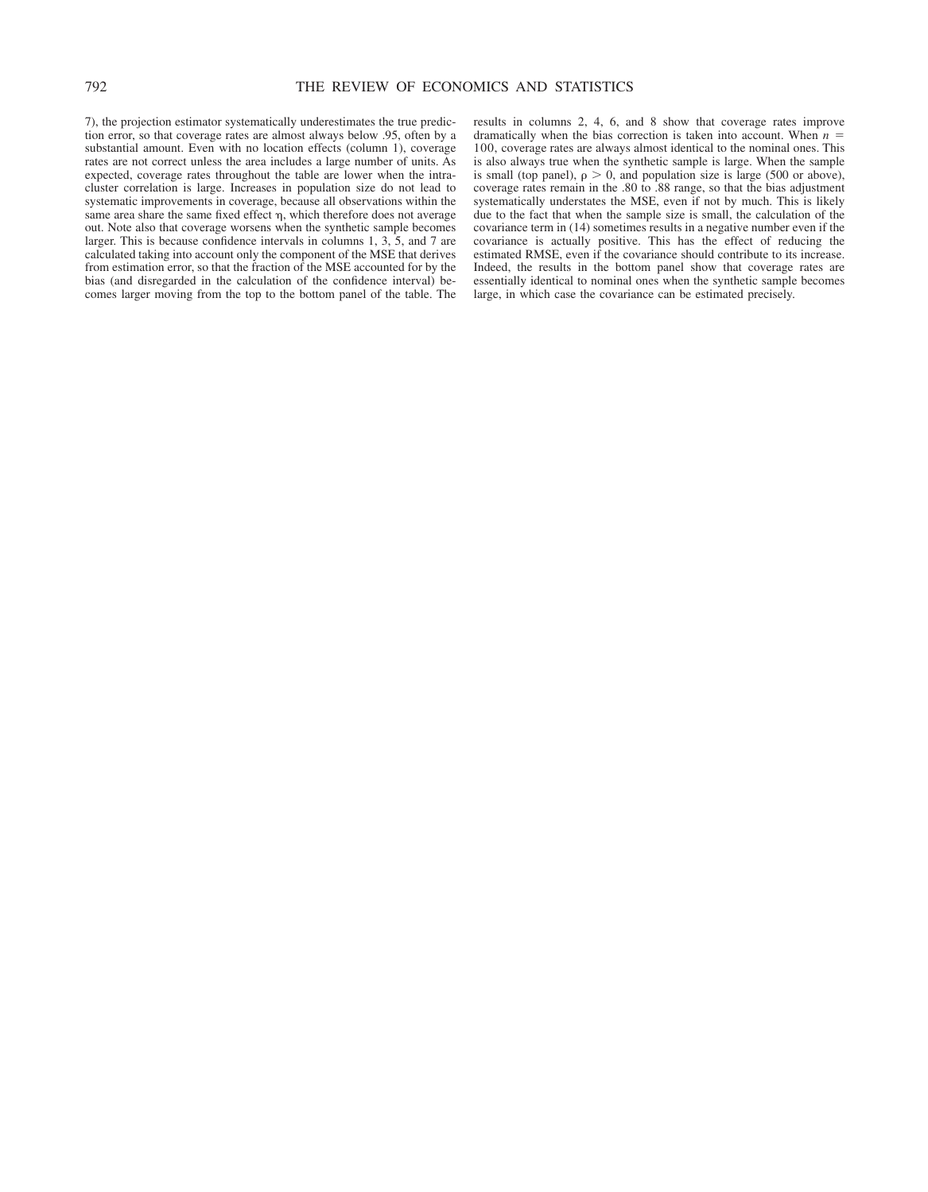7), the projection estimator systematically underestimates the true prediction error, so that coverage rates are almost always below .95, often by a substantial amount. Even with no location effects (column 1), coverage rates are not correct unless the area includes a large number of units. As expected, coverage rates throughout the table are lower when the intracluster correlation is large. Increases in population size do not lead to systematic improvements in coverage, because all observations within the same area share the same fixed effect $\eta$, which therefore does not average out. Note also that coverage worsens when the synthetic sample becomes larger. This is because confidence intervals in columns 1, 3, 5, and 7 are calculated taking into account only the component of the MSE that derives from estimation error, so that the fraction of the MSE accounted for by the bias (and disregarded in the calculation of the confidence interval) becomes larger moving from the top to the bottom panel of the table. The results in columns 2, 4, 6, and 8 show that coverage rates improve dramatically when the bias correction is taken into account. When $n = 100$, coverage rates are always almost identical to the nominal ones. This is also always true when the synthetic sample is large. When the sample is small (top panel), $\rho > 0$, and population size is large (500 or above), coverage rates remain in the .80 to .88 range, so that the bias adjustment systematically understates the MSE, even if not by much. This is likely due to the fact that when the sample size is small, the calculation of the covariance term in (14) sometimes results in a negative number even if the covariance is actually positive. This has the effect of reducing the estimated RMSE, even if the covariance should contribute to its increase. Indeed, the results in the bottom panel show that coverage rates are essentially identical to nominal ones when the synthetic sample becomes large, in which case the covariance can be estimated precisely.